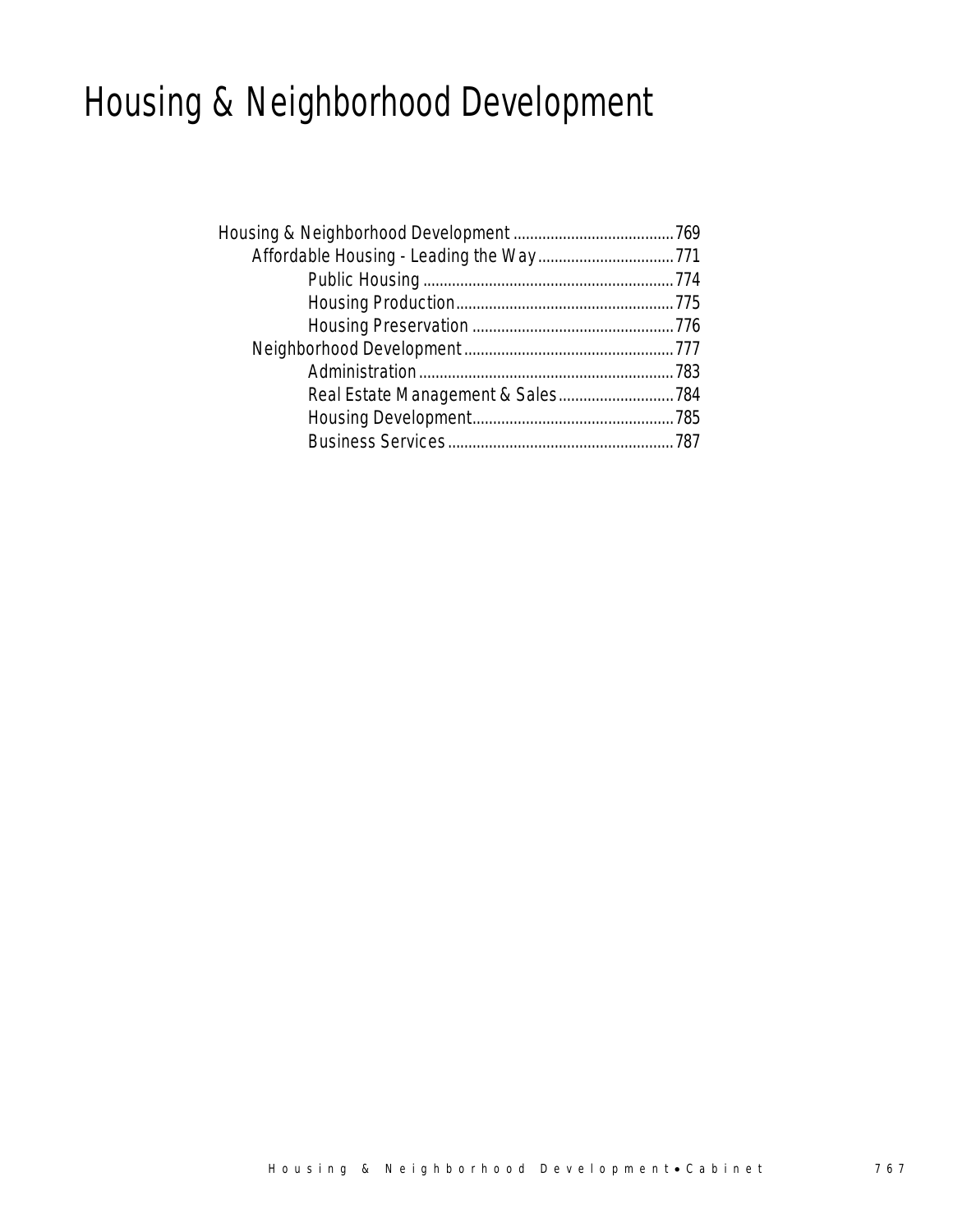# Housing & Neighborhood Development

- Housing & Neighborhood Development ....................................... 769
  - Affordable Housing - Leading the Way ................................. 771
    - Public Housing ............................................................. 774
    - Housing Production ..................................................... 775
    - Housing Preservation ................................................. 776
  - Neighborhood Development ................................................... 777
    - Administration .............................................................. 783
    - Real Estate Management & Sales ............................ 784
    - Housing Development ................................................. 785
    - Business Services ....................................................... 787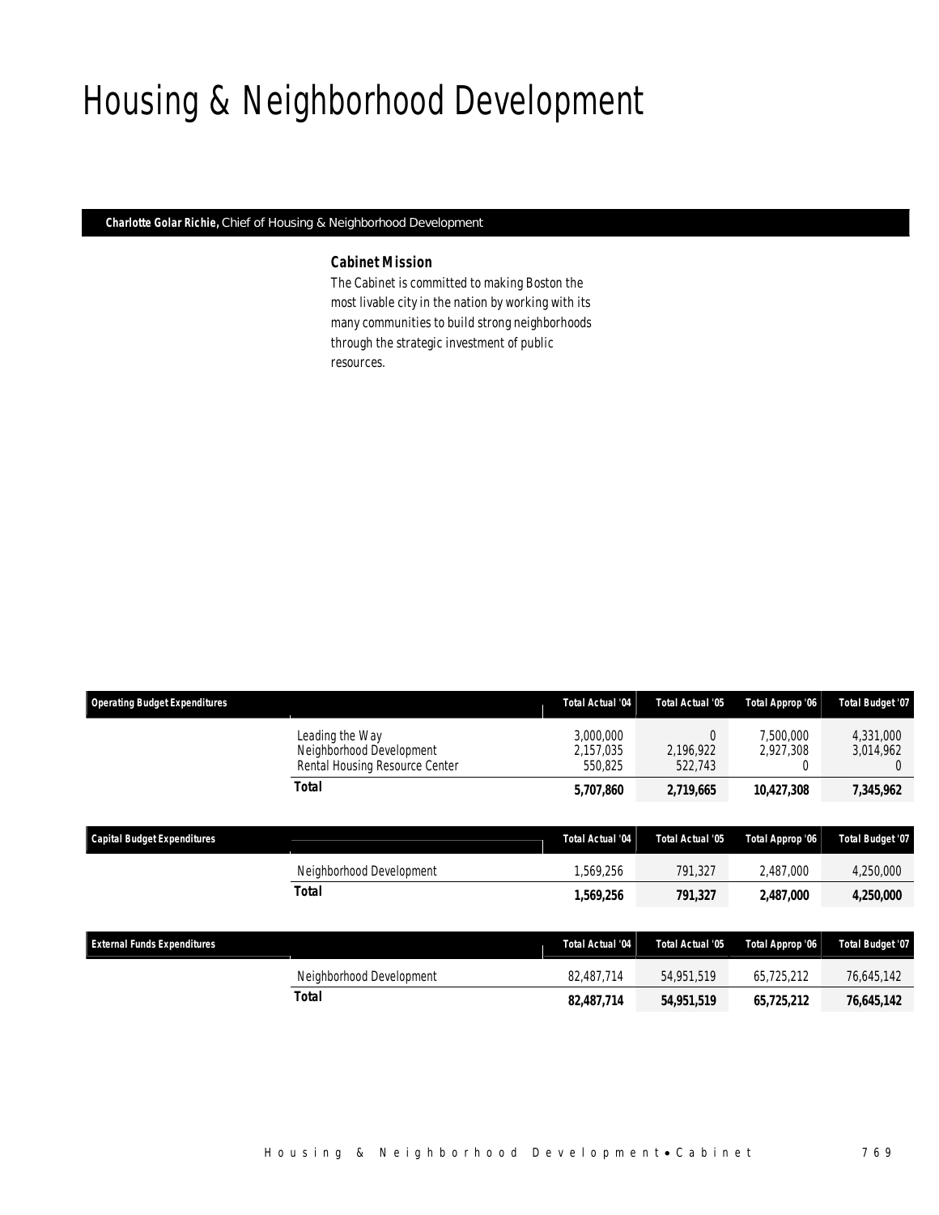# Housing & Neighborhood Development

**Charlotte Golar Richie,** Chief of Housing & Neighborhood Development

### Cabinet Mission

The Cabinet is committed to making Boston the most livable city in the nation by working with its many communities to build strong neighborhoods through the strategic investment of public resources.

| Operating Budget Expenditures | | Total Actual '04 | Total Actual '05 | Total Approp '06 | Total Budget '07 |
|---|---|---|---|---|---|
| | Leading the Way | 3,000,000 | 0 | 7,500,000 | 4,331,000 |
| | Neighborhood Development | 2,157,035 | 2,196,922 | 2,927,308 | 3,014,962 |
| | Rental Housing Resource Center | 550,825 | 522,743 | 0 | 0 |
| | **Total** | **5,707,860** | **2,719,665** | **10,427,308** | **7,345,962** |

| Capital Budget Expenditures | | Total Actual '04 | Total Actual '05 | Total Approp '06 | Total Budget '07 |
|---|---|---|---|---|---|
| | Neighborhood Development | 1,569,256 | 791,327 | 2,487,000 | 4,250,000 |
| | **Total** | **1,569,256** | **791,327** | **2,487,000** | **4,250,000** |

| External Funds Expenditures | | Total Actual '04 | Total Actual '05 | Total Approp '06 | Total Budget '07 |
|---|---|---|---|---|---|
| | Neighborhood Development | 82,487,714 | 54,951,519 | 65,725,212 | 76,645,142 |
| | **Total** | **82,487,714** | **54,951,519** | **65,725,212** | **76,645,142** |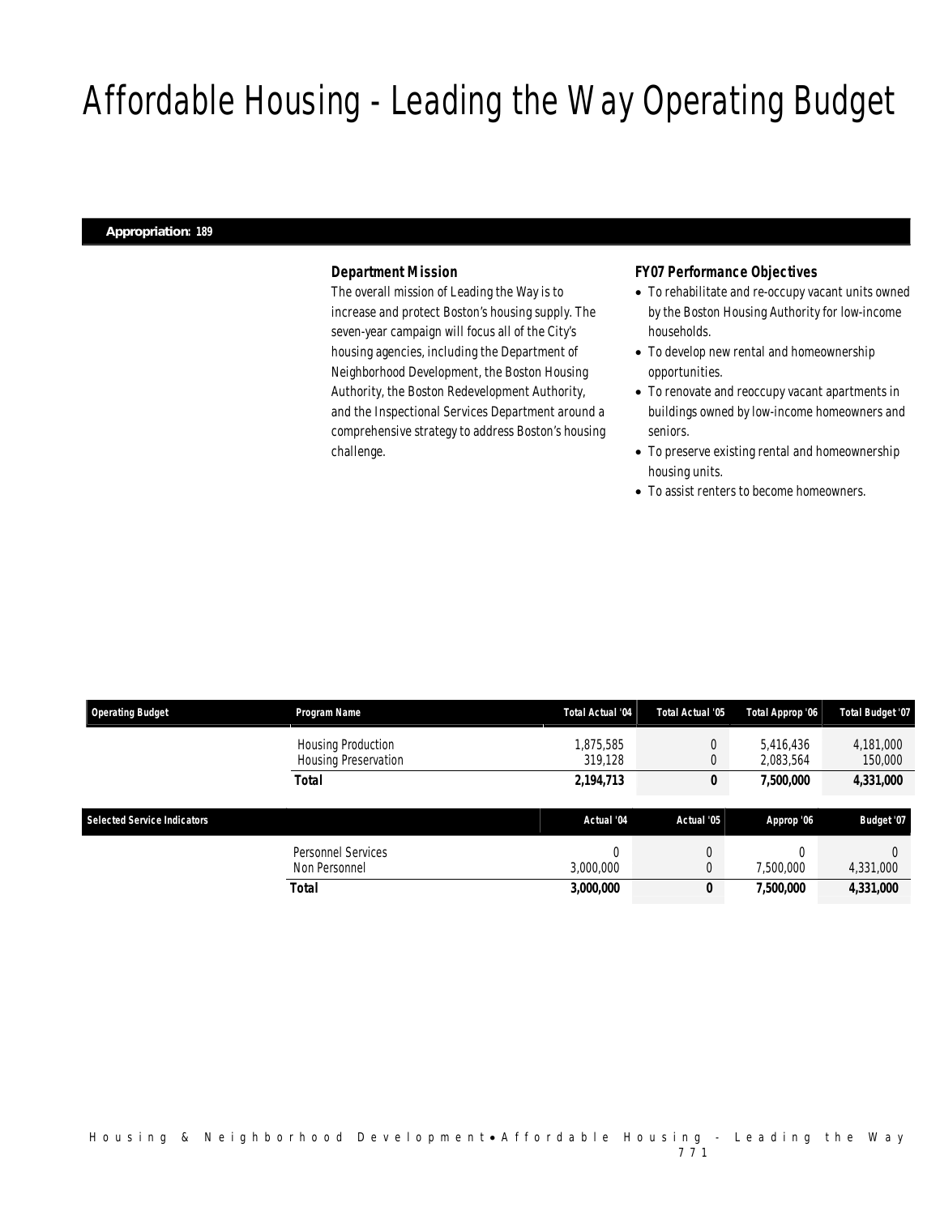# Affordable Housing - Leading the Way Operating Budget

**Appropriation: 189**

### Department Mission

The overall mission of Leading the Way is to increase and protect Boston's housing supply. The seven-year campaign will focus all of the City's housing agencies, including the Department of Neighborhood Development, the Boston Housing Authority, the Boston Redevelopment Authority, and the Inspectional Services Department around a comprehensive strategy to address Boston's housing challenge.

### FY07 Performance Objectives

- To rehabilitate and re-occupy vacant units owned by the Boston Housing Authority for low-income households.
- To develop new rental and homeownership opportunities.
- To renovate and reoccupy vacant apartments in buildings owned by low-income homeowners and seniors.
- To preserve existing rental and homeownership housing units.
- To assist renters to become homeowners.

| Operating Budget | Program Name | Total Actual '04 | Total Actual '05 | Total Approp '06 | Total Budget '07 |
|---|---|---|---|---|---|
| | Housing Production | 1,875,585 | 0 | 5,416,436 | 4,181,000 |
| | Housing Preservation | 319,128 | 0 | 2,083,564 | 150,000 |
| | **Total** | **2,194,713** | **0** | **7,500,000** | **4,331,000** |

| Selected Service Indicators | | Actual '04 | Actual '05 | Approp '06 | Budget '07 |
|---|---|---|---|---|---|
| | Personnel Services | 0 | 0 | 0 | 0 |
| | Non Personnel | 3,000,000 | 0 | 7,500,000 | 4,331,000 |
| | **Total** | **3,000,000** | **0** | **7,500,000** | **4,331,000** |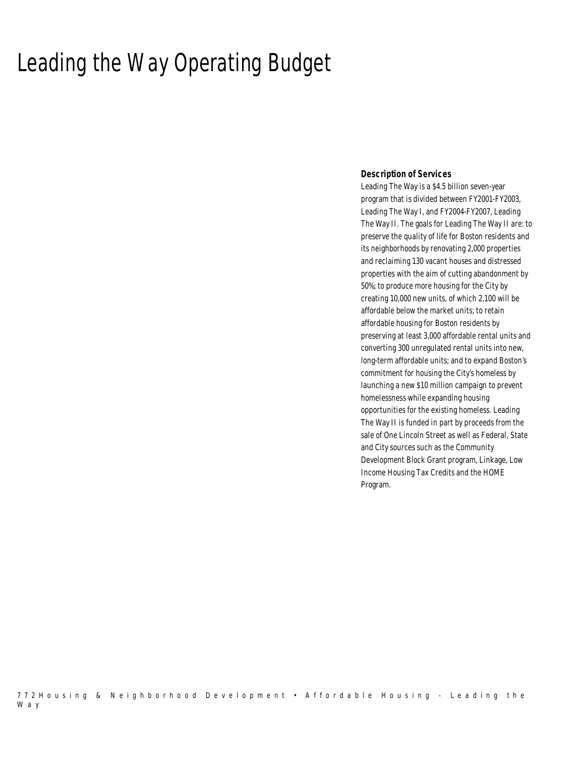# Leading the Way Operating Budget

**Description of Services**

Leading The Way is a $4.5 billion seven-year program that is divided between FY2001-FY2003, Leading The Way I, and FY2004-FY2007, Leading The Way II. The goals for Leading The Way II are: to preserve the quality of life for Boston residents and its neighborhoods by renovating 2,000 properties and reclaiming 130 vacant houses and distressed properties with the aim of cutting abandonment by 50%; to produce more housing for the City by creating 10,000 new units, of which 2,100 will be affordable below the market units; to retain affordable housing for Boston residents by preserving at least 3,000 affordable rental units and converting 300 unregulated rental units into new, long-term affordable units; and to expand Boston's commitment for housing the City's homeless by launching a new $10 million campaign to prevent homelessness while expanding housing opportunities for the existing homeless. Leading The Way II is funded in part by proceeds from the sale of One Lincoln Street as well as Federal, State and City sources such as the Community Development Block Grant program, Linkage, Low Income Housing Tax Credits and the HOME Program.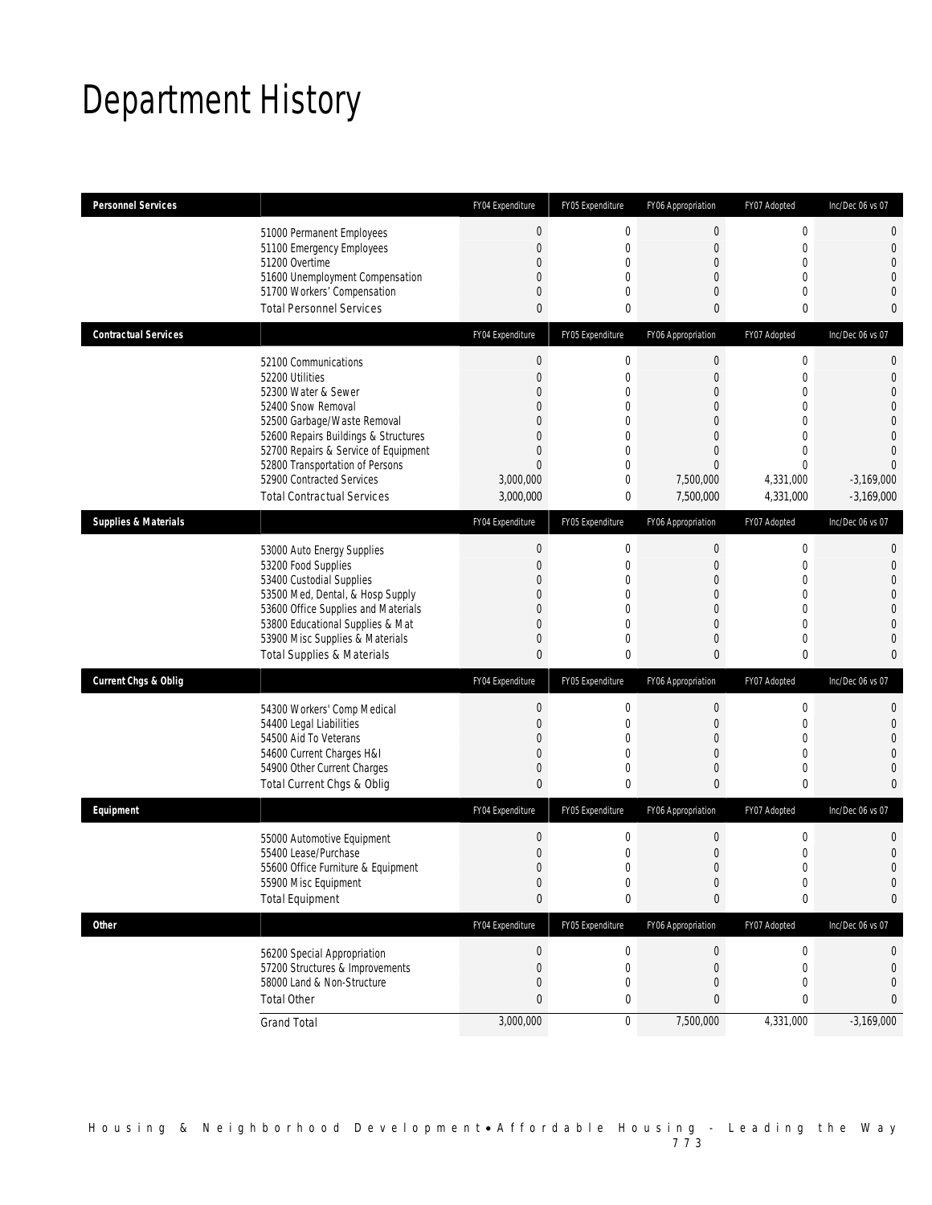# Department History

| Personnel Services | | FY04 Expenditure | FY05 Expenditure | FY06 Appropriation | FY07 Adopted | Inc/Dec 06 vs 07 |
|---|---|---|---|---|---|---|
| | 51000 Permanent Employees | 0 | 0 | 0 | 0 | 0 |
| | 51100 Emergency Employees | 0 | 0 | 0 | 0 | 0 |
| | 51200 Overtime | 0 | 0 | 0 | 0 | 0 |
| | 51600 Unemployment Compensation | 0 | 0 | 0 | 0 | 0 |
| | 51700 Workers' Compensation | 0 | 0 | 0 | 0 | 0 |
| | Total Personnel Services | 0 | 0 | 0 | 0 | 0 |
| **Contractual Services** | | FY04 Expenditure | FY05 Expenditure | FY06 Appropriation | FY07 Adopted | Inc/Dec 06 vs 07 |
| | 52100 Communications | 0 | 0 | 0 | 0 | 0 |
| | 52200 Utilities | 0 | 0 | 0 | 0 | 0 |
| | 52300 Water & Sewer | 0 | 0 | 0 | 0 | 0 |
| | 52400 Snow Removal | 0 | 0 | 0 | 0 | 0 |
| | 52500 Garbage/Waste Removal | 0 | 0 | 0 | 0 | 0 |
| | 52600 Repairs Buildings & Structures | 0 | 0 | 0 | 0 | 0 |
| | 52700 Repairs & Service of Equipment | 0 | 0 | 0 | 0 | 0 |
| | 52800 Transportation of Persons | 0 | 0 | 0 | 0 | 0 |
| | 52900 Contracted Services | 3,000,000 | 0 | 7,500,000 | 4,331,000 | -3,169,000 |
| | Total Contractual Services | 3,000,000 | 0 | 7,500,000 | 4,331,000 | -3,169,000 |
| **Supplies & Materials** | | FY04 Expenditure | FY05 Expenditure | FY06 Appropriation | FY07 Adopted | Inc/Dec 06 vs 07 |
| | 53000 Auto Energy Supplies | 0 | 0 | 0 | 0 | 0 |
| | 53200 Food Supplies | 0 | 0 | 0 | 0 | 0 |
| | 53400 Custodial Supplies | 0 | 0 | 0 | 0 | 0 |
| | 53500 Med, Dental, & Hosp Supply | 0 | 0 | 0 | 0 | 0 |
| | 53600 Office Supplies and Materials | 0 | 0 | 0 | 0 | 0 |
| | 53800 Educational Supplies & Mat | 0 | 0 | 0 | 0 | 0 |
| | 53900 Misc Supplies & Materials | 0 | 0 | 0 | 0 | 0 |
| | Total Supplies & Materials | 0 | 0 | 0 | 0 | 0 |
| **Current Chgs & Oblig** | | FY04 Expenditure | FY05 Expenditure | FY06 Appropriation | FY07 Adopted | Inc/Dec 06 vs 07 |
| | 54300 Workers' Comp Medical | 0 | 0 | 0 | 0 | 0 |
| | 54400 Legal Liabilities | 0 | 0 | 0 | 0 | 0 |
| | 54500 Aid To Veterans | 0 | 0 | 0 | 0 | 0 |
| | 54600 Current Charges H&I | 0 | 0 | 0 | 0 | 0 |
| | 54900 Other Current Charges | 0 | 0 | 0 | 0 | 0 |
| | Total Current Chgs & Oblig | 0 | 0 | 0 | 0 | 0 |
| **Equipment** | | FY04 Expenditure | FY05 Expenditure | FY06 Appropriation | FY07 Adopted | Inc/Dec 06 vs 07 |
| | 55000 Automotive Equipment | 0 | 0 | 0 | 0 | 0 |
| | 55400 Lease/Purchase | 0 | 0 | 0 | 0 | 0 |
| | 55600 Office Furniture & Equipment | 0 | 0 | 0 | 0 | 0 |
| | 55900 Misc Equipment | 0 | 0 | 0 | 0 | 0 |
| | Total Equipment | 0 | 0 | 0 | 0 | 0 |
| **Other** | | FY04 Expenditure | FY05 Expenditure | FY06 Appropriation | FY07 Adopted | Inc/Dec 06 vs 07 |
| | 56200 Special Appropriation | 0 | 0 | 0 | 0 | 0 |
| | 57200 Structures & Improvements | 0 | 0 | 0 | 0 | 0 |
| | 58000 Land & Non-Structure | 0 | 0 | 0 | 0 | 0 |
| | Total Other | 0 | 0 | 0 | 0 | 0 |
| | Grand Total | 3,000,000 | 0 | 7,500,000 | 4,331,000 | -3,169,000 |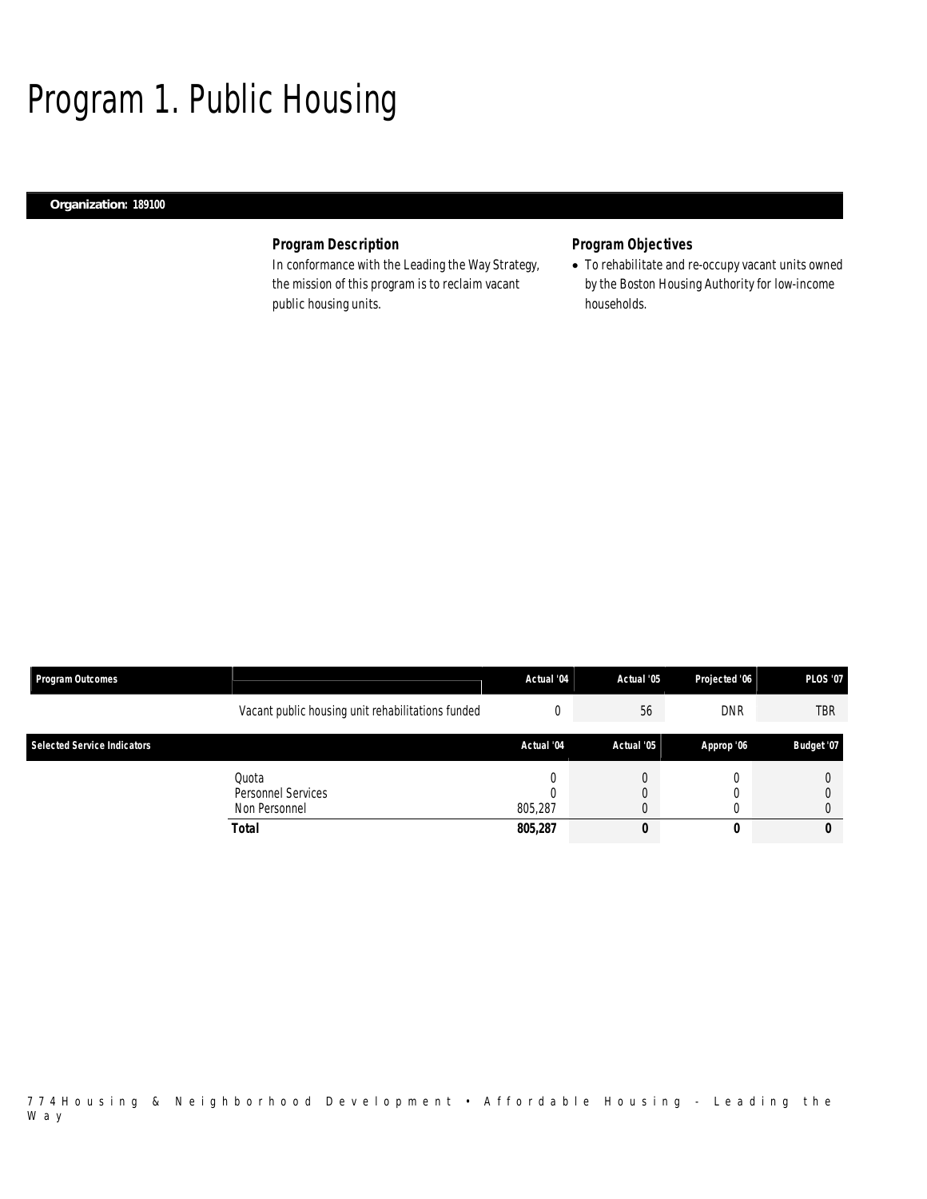# Program 1. Public Housing

**Organization: 189100**

### Program Description

In conformance with the Leading the Way Strategy, the mission of this program is to reclaim vacant public housing units.

### Program Objectives

- To rehabilitate and re-occupy vacant units owned by the Boston Housing Authority for low-income households.

| Program Outcomes | | Actual '04 | Actual '05 | Projected '06 | PLOS '07 |
|---|---|---|---|---|---|
| | Vacant public housing unit rehabilitations funded | 0 | 56 | DNR | TBR |

| Selected Service Indicators | | Actual '04 | Actual '05 | Approp '06 | Budget '07 |
|---|---|---|---|---|---|
| | Quota | 0 | 0 | 0 | 0 |
| | Personnel Services | 0 | 0 | 0 | 0 |
| | Non Personnel | 805,287 | 0 | 0 | 0 |
| | **Total** | **805,287** | **0** | **0** | **0** |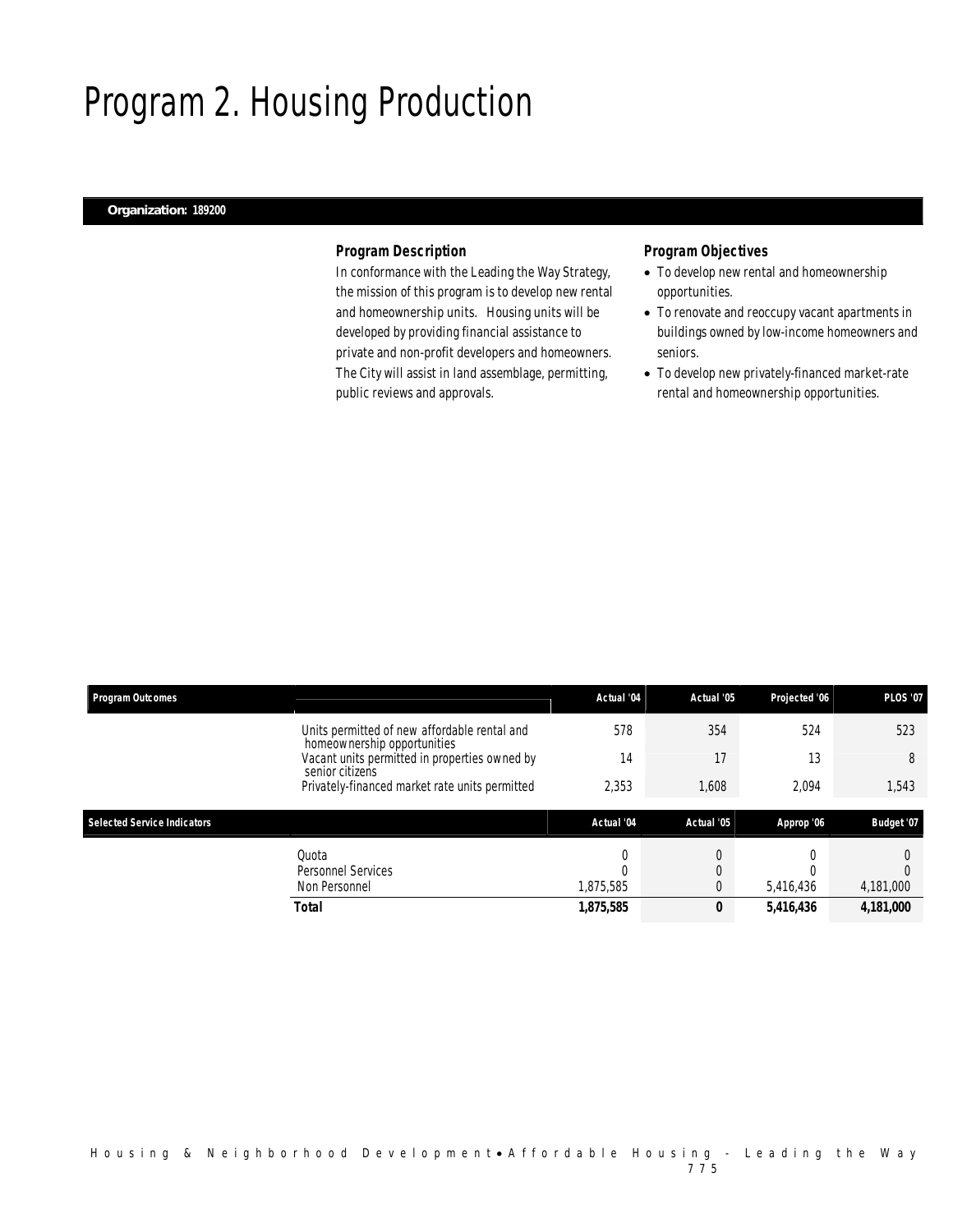# Program 2. Housing Production

**Organization: 189200**

### Program Description

In conformance with the Leading the Way Strategy, the mission of this program is to develop new rental and homeownership units. Housing units will be developed by providing financial assistance to private and non-profit developers and homeowners. The City will assist in land assemblage, permitting, public reviews and approvals.

### Program Objectives

- To develop new rental and homeownership opportunities.
- To renovate and reoccupy vacant apartments in buildings owned by low-income homeowners and seniors.
- To develop new privately-financed market-rate rental and homeownership opportunities.

| Program Outcomes | | Actual '04 | Actual '05 | Projected '06 | PLOS '07 |
|---|---|---|---|---|---|
| | Units permitted of new affordable rental and homeownership opportunities | 578 | 354 | 524 | 523 |
| | Vacant units permitted in properties owned by senior citizens | 14 | 17 | 13 | 8 |
| | Privately-financed market rate units permitted | 2,353 | 1,608 | 2,094 | 1,543 |

| Selected Service Indicators | | Actual '04 | Actual '05 | Approp '06 | Budget '07 |
|---|---|---|---|---|---|
| | Quota | 0 | 0 | 0 | 0 |
| | Personnel Services | 0 | 0 | 0 | 0 |
| | Non Personnel | 1,875,585 | 0 | 5,416,436 | 4,181,000 |
| | **Total** | **1,875,585** | **0** | **5,416,436** | **4,181,000** |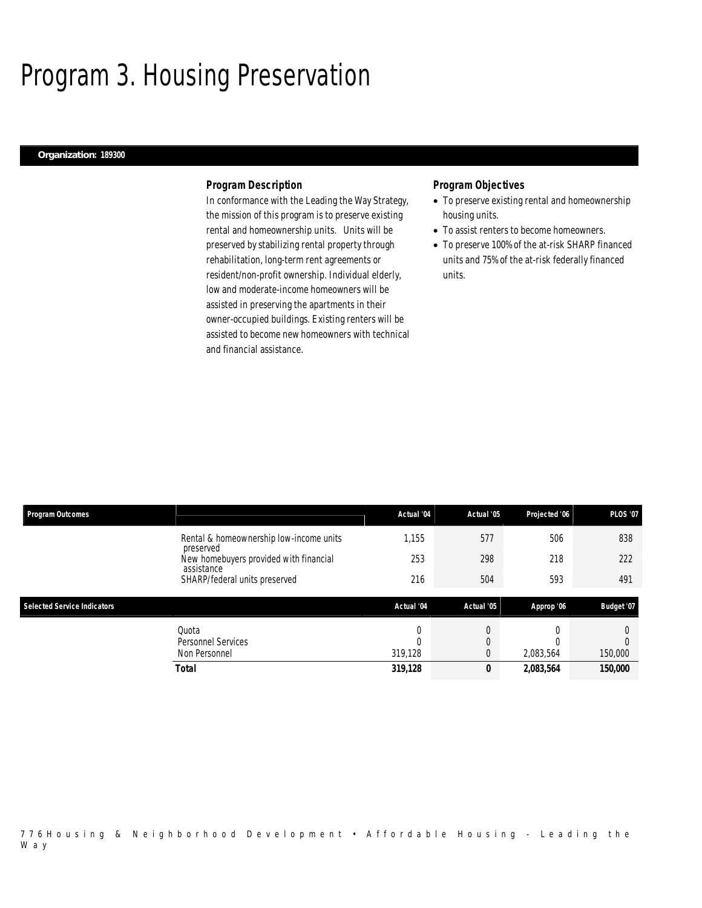# Program 3. Housing Preservation

**Organization: 189300**

### *Program Description*

In conformance with the Leading the Way Strategy, the mission of this program is to preserve existing rental and homeownership units. Units will be preserved by stabilizing rental property through rehabilitation, long-term rent agreements or resident/non-profit ownership. Individual elderly, low and moderate-income homeowners will be assisted in preserving the apartments in their owner-occupied buildings. Existing renters will be assisted to become new homeowners with technical and financial assistance.

### *Program Objectives*

- To preserve existing rental and homeownership housing units.
- To assist renters to become homeowners.
- To preserve 100% of the at-risk SHARP financed units and 75% of the at-risk federally financed units.

| Program Outcomes | | Actual '04 | Actual '05 | Projected '06 | PLOS '07 |
|---|---|---|---|---|---|
| | Rental & homeownership low-income units preserved | 1,155 | 577 | 506 | 838 |
| | New homebuyers provided with financial assistance | 253 | 298 | 218 | 222 |
| | SHARP/federal units preserved | 216 | 504 | 593 | 491 |

| Selected Service Indicators | | Actual '04 | Actual '05 | Approp '06 | Budget '07 |
|---|---|---|---|---|---|
| | Quota | 0 | 0 | 0 | 0 |
| | Personnel Services | 0 | 0 | 0 | 0 |
| | Non Personnel | 319,128 | 0 | 2,083,564 | 150,000 |
| | **Total** | **319,128** | **0** | **2,083,564** | **150,000** |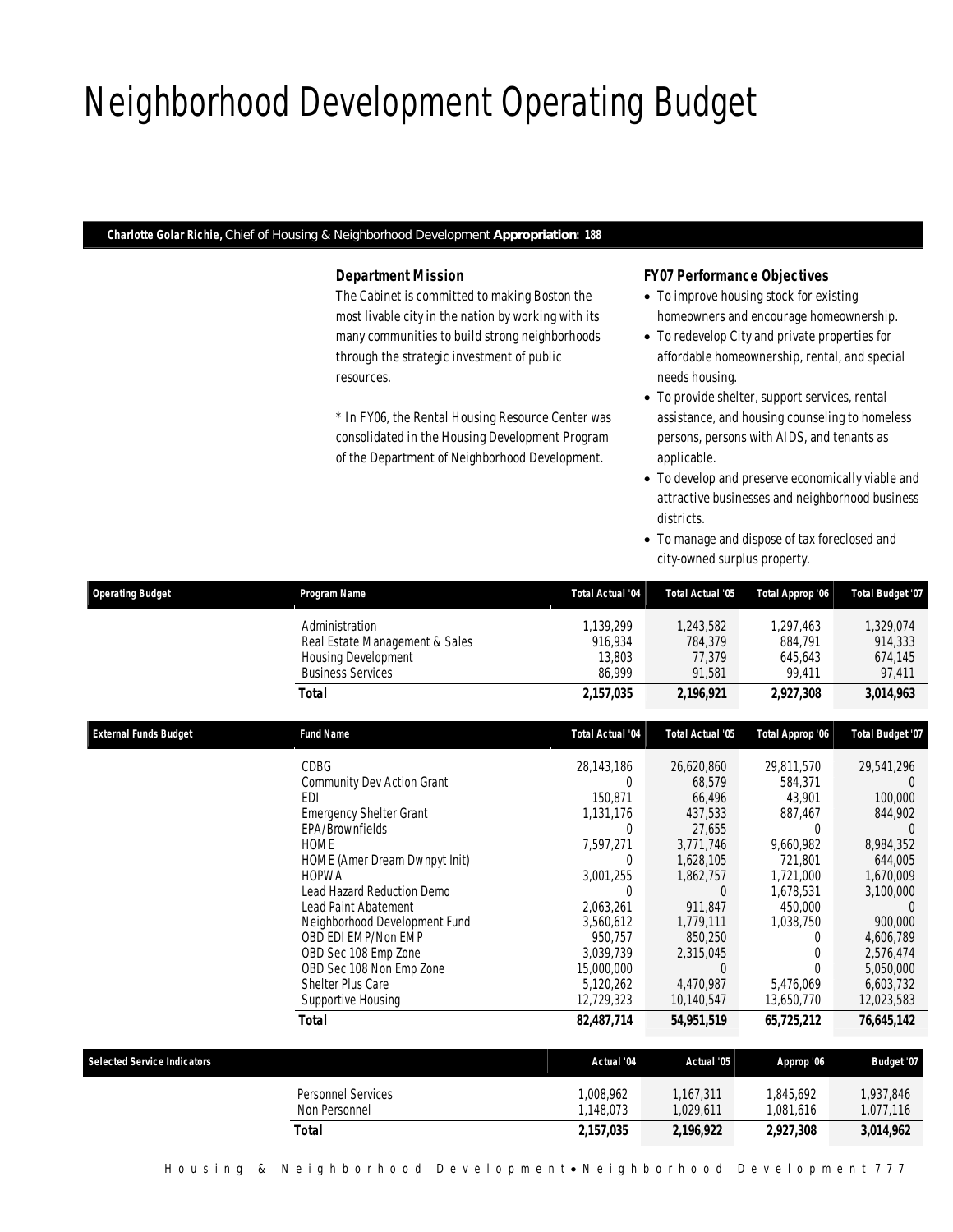# Neighborhood Development Operating Budget

**Charlotte Golar Richie,** Chief of Housing & Neighborhood Development **Appropriation: 188**

### Department Mission

The Cabinet is committed to making Boston the most livable city in the nation by working with its many communities to build strong neighborhoods through the strategic investment of public resources.

* In FY06, the Rental Housing Resource Center was consolidated in the Housing Development Program of the Department of Neighborhood Development.

### FY07 Performance Objectives

- To improve housing stock for existing homeowners and encourage homeownership.
- To redevelop City and private properties for affordable homeownership, rental, and special needs housing.
- To provide shelter, support services, rental assistance, and housing counseling to homeless persons, persons with AIDS, and tenants as applicable.
- To develop and preserve economically viable and attractive businesses and neighborhood business districts.
- To manage and dispose of tax foreclosed and city-owned surplus property.

| Operating Budget | Program Name | Total Actual '04 | Total Actual '05 | Total Approp '06 | Total Budget '07 |
|---|---|---|---|---|---|
| | Administration | 1,139,299 | 1,243,582 | 1,297,463 | 1,329,074 |
| | Real Estate Management & Sales | 916,934 | 784,379 | 884,791 | 914,333 |
| | Housing Development | 13,803 | 77,379 | 645,643 | 674,145 |
| | Business Services | 86,999 | 91,581 | 99,411 | 97,411 |
| | **Total** | **2,157,035** | **2,196,921** | **2,927,308** | **3,014,963** |

| External Funds Budget | Fund Name | Total Actual '04 | Total Actual '05 | Total Approp '06 | Total Budget '07 |
|---|---|---|---|---|---|
| | CDBG | 28,143,186 | 26,620,860 | 29,811,570 | 29,541,296 |
| | Community Dev Action Grant | 0 | 68,579 | 584,371 | 0 |
| | EDI | 150,871 | 66,496 | 43,901 | 100,000 |
| | Emergency Shelter Grant | 1,131,176 | 437,533 | 887,467 | 844,902 |
| | EPA/Brownfields | 0 | 27,655 | 0 | 0 |
| | HOME | 7,597,271 | 3,771,746 | 9,660,982 | 8,984,352 |
| | HOME (Amer Dream Dwnpyt Init) | 0 | 1,628,105 | 721,801 | 644,005 |
| | HOPWA | 3,001,255 | 1,862,757 | 1,721,000 | 1,670,009 |
| | Lead Hazard Reduction Demo | 0 | 0 | 1,678,531 | 3,100,000 |
| | Lead Paint Abatement | 2,063,261 | 911,847 | 450,000 | 0 |
| | Neighborhood Development Fund | 3,560,612 | 1,779,111 | 1,038,750 | 900,000 |
| | OBD EDI EMP/Non EMP | 950,757 | 850,250 | 0 | 4,606,789 |
| | OBD Sec 108 Emp Zone | 3,039,739 | 2,315,045 | 0 | 2,576,474 |
| | OBD Sec 108 Non Emp Zone | 15,000,000 | 0 | 0 | 5,050,000 |
| | Shelter Plus Care | 5,120,262 | 4,470,987 | 5,476,069 | 6,603,732 |
| | Supportive Housing | 12,729,323 | 10,140,547 | 13,650,770 | 12,023,583 |
| | **Total** | **82,487,714** | **54,951,519** | **65,725,212** | **76,645,142** |

| Selected Service Indicators | | Actual '04 | Actual '05 | Approp '06 | Budget '07 |
|---|---|---|---|---|---|
| | Personnel Services | 1,008,962 | 1,167,311 | 1,845,692 | 1,937,846 |
| | Non Personnel | 1,148,073 | 1,029,611 | 1,081,616 | 1,077,116 |
| | **Total** | **2,157,035** | **2,196,922** | **2,927,308** | **3,014,962** |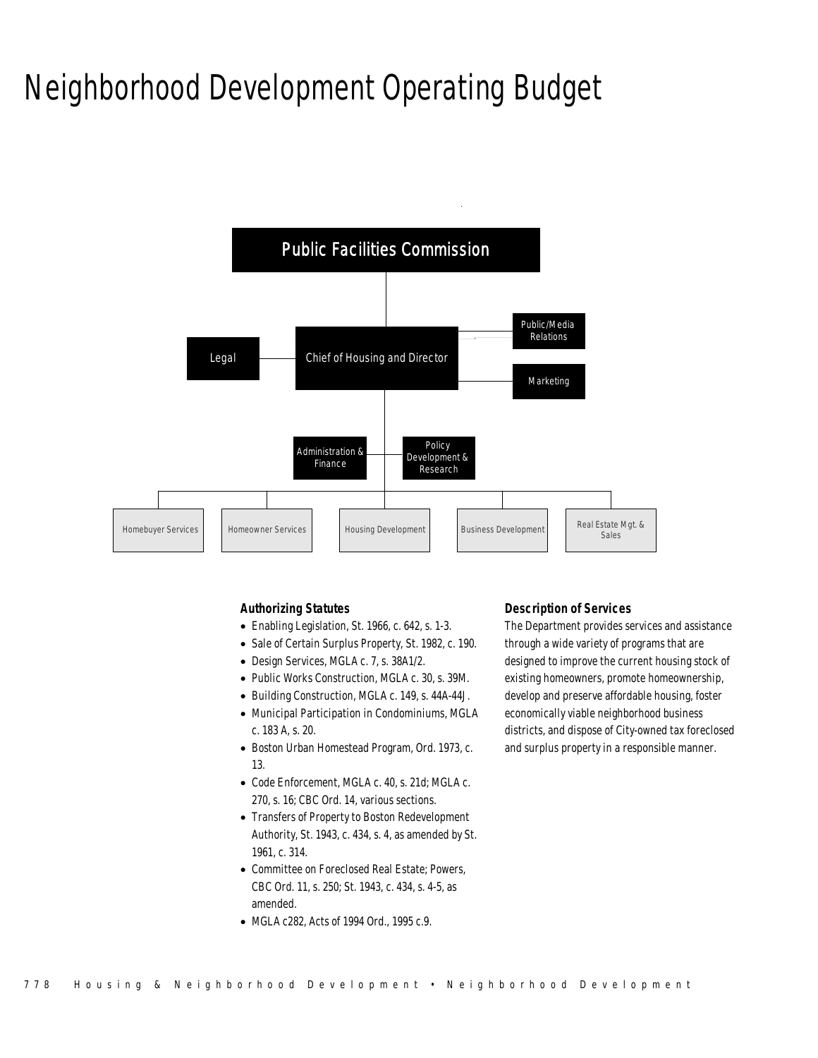# Neighborhood Development Operating Budget

Public Facilities Commission

Chief of Housing and Director

Legal

Public/Media Relations

Marketing

Administration & Finance

Policy Development & Research

Homebuyer Services

Homeowner Services

Housing Development

Business Development

Real Estate Mgt. & Sales

### Authorizing Statutes

- Enabling Legislation, St. 1966, c. 642, s. 1-3.
- Sale of Certain Surplus Property, St. 1982, c. 190.
- Design Services, MGLA c. 7, s. 38A1/2.
- Public Works Construction, MGLA c. 30, s. 39M.
- Building Construction, MGLA c. 149, s. 44A-44J.
- Municipal Participation in Condominiums, MGLA c. 183 A, s. 20.
- Boston Urban Homestead Program, Ord. 1973, c. 13.
- Code Enforcement, MGLA c. 40, s. 21d; MGLA c. 270, s. 16; CBC Ord. 14, various sections.
- Transfers of Property to Boston Redevelopment Authority, St. 1943, c. 434, s. 4, as amended by St. 1961, c. 314.
- Committee on Foreclosed Real Estate; Powers, CBC Ord. 11, s. 250; St. 1943, c. 434, s. 4-5, as amended.
- MGLA c282, Acts of 1994 Ord., 1995 c.9.

### Description of Services

The Department provides services and assistance through a wide variety of programs that are designed to improve the current housing stock of existing homeowners, promote homeownership, develop and preserve affordable housing, foster economically viable neighborhood business districts, and dispose of City-owned tax foreclosed and surplus property in a responsible manner.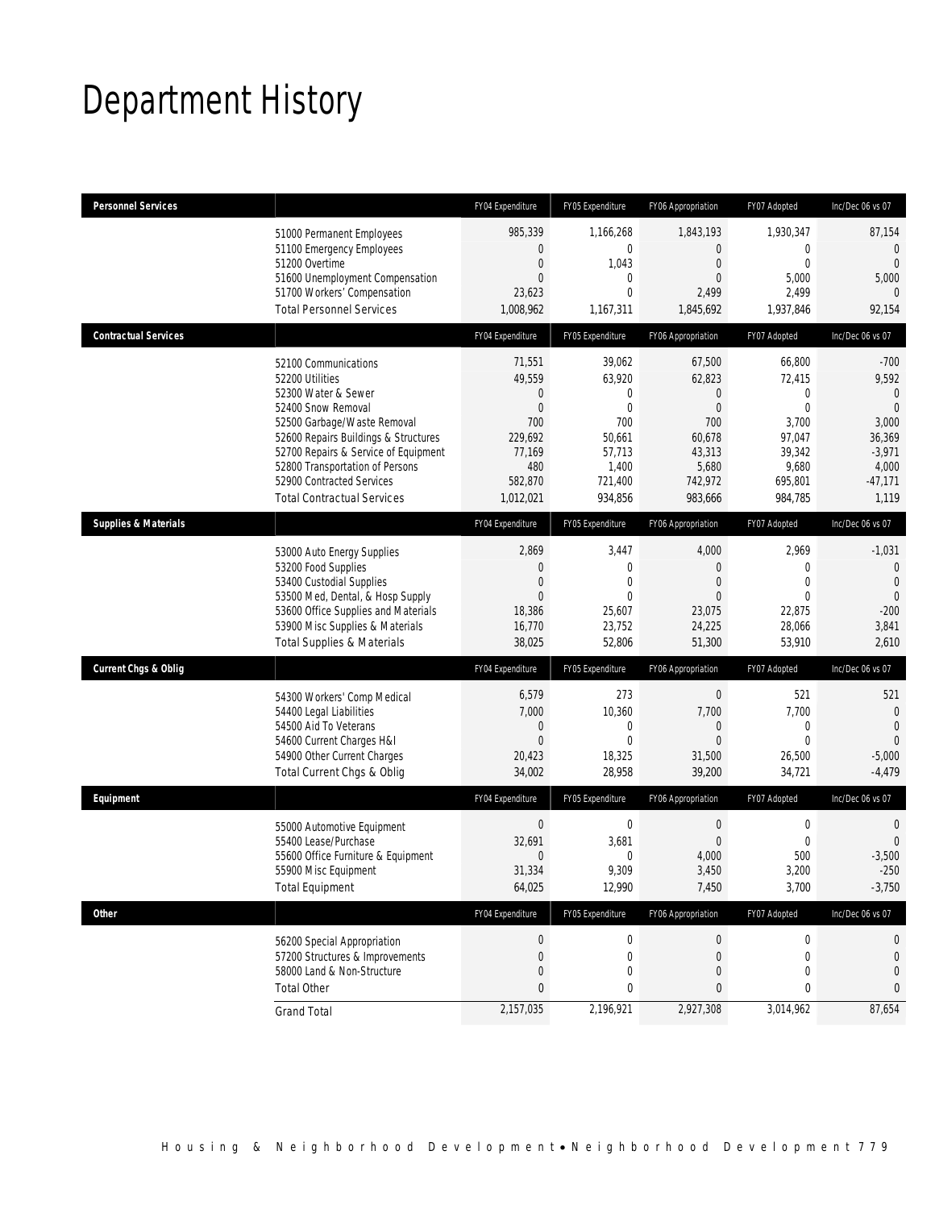# Department History

| Personnel Services | | FY04 Expenditure | FY05 Expenditure | FY06 Appropriation | FY07 Adopted | Inc/Dec 06 vs 07 |
|---|---|---|---|---|---|---|
| | 51000 Permanent Employees | 985,339 | 1,166,268 | 1,843,193 | 1,930,347 | 87,154 |
| | 51100 Emergency Employees | 0 | 0 | 0 | 0 | 0 |
| | 51200 Overtime | 0 | 1,043 | 0 | 0 | 0 |
| | 51600 Unemployment Compensation | 0 | 0 | 0 | 5,000 | 5,000 |
| | 51700 Workers' Compensation | 23,623 | 0 | 2,499 | 2,499 | 0 |
| | Total Personnel Services | 1,008,962 | 1,167,311 | 1,845,692 | 1,937,846 | 92,154 |
| **Contractual Services** | | FY04 Expenditure | FY05 Expenditure | FY06 Appropriation | FY07 Adopted | Inc/Dec 06 vs 07 |
| | 52100 Communications | 71,551 | 39,062 | 67,500 | 66,800 | -700 |
| | 52200 Utilities | 49,559 | 63,920 | 62,823 | 72,415 | 9,592 |
| | 52300 Water & Sewer | 0 | 0 | 0 | 0 | 0 |
| | 52400 Snow Removal | 0 | 0 | 0 | 0 | 0 |
| | 52500 Garbage/Waste Removal | 700 | 700 | 700 | 3,700 | 3,000 |
| | 52600 Repairs Buildings & Structures | 229,692 | 50,661 | 60,678 | 97,047 | 36,369 |
| | 52700 Repairs & Service of Equipment | 77,169 | 57,713 | 43,313 | 39,342 | -3,971 |
| | 52800 Transportation of Persons | 480 | 1,400 | 5,680 | 9,680 | 4,000 |
| | 52900 Contracted Services | 582,870 | 721,400 | 742,972 | 695,801 | -47,171 |
| | Total Contractual Services | 1,012,021 | 934,856 | 983,666 | 984,785 | 1,119 |
| **Supplies & Materials** | | FY04 Expenditure | FY05 Expenditure | FY06 Appropriation | FY07 Adopted | Inc/Dec 06 vs 07 |
| | 53000 Auto Energy Supplies | 2,869 | 3,447 | 4,000 | 2,969 | -1,031 |
| | 53200 Food Supplies | 0 | 0 | 0 | 0 | 0 |
| | 53400 Custodial Supplies | 0 | 0 | 0 | 0 | 0 |
| | 53500 Med, Dental, & Hosp Supply | 0 | 0 | 0 | 0 | 0 |
| | 53600 Office Supplies and Materials | 18,386 | 25,607 | 23,075 | 22,875 | -200 |
| | 53900 Misc Supplies & Materials | 16,770 | 23,752 | 24,225 | 28,066 | 3,841 |
| | Total Supplies & Materials | 38,025 | 52,806 | 51,300 | 53,910 | 2,610 |
| **Current Chgs & Oblig** | | FY04 Expenditure | FY05 Expenditure | FY06 Appropriation | FY07 Adopted | Inc/Dec 06 vs 07 |
| | 54300 Workers' Comp Medical | 6,579 | 273 | 0 | 521 | 521 |
| | 54400 Legal Liabilities | 7,000 | 10,360 | 7,700 | 7,700 | 0 |
| | 54500 Aid To Veterans | 0 | 0 | 0 | 0 | 0 |
| | 54600 Current Charges H&I | 0 | 0 | 0 | 0 | 0 |
| | 54900 Other Current Charges | 20,423 | 18,325 | 31,500 | 26,500 | -5,000 |
| | Total Current Chgs & Oblig | 34,002 | 28,958 | 39,200 | 34,721 | -4,479 |
| **Equipment** | | FY04 Expenditure | FY05 Expenditure | FY06 Appropriation | FY07 Adopted | Inc/Dec 06 vs 07 |
| | 55000 Automotive Equipment | 0 | 0 | 0 | 0 | 0 |
| | 55400 Lease/Purchase | 32,691 | 3,681 | 0 | 0 | 0 |
| | 55600 Office Furniture & Equipment | 0 | 0 | 4,000 | 500 | -3,500 |
| | 55900 Misc Equipment | 31,334 | 9,309 | 3,450 | 3,200 | -250 |
| | Total Equipment | 64,025 | 12,990 | 7,450 | 3,700 | -3,750 |
| **Other** | | FY04 Expenditure | FY05 Expenditure | FY06 Appropriation | FY07 Adopted | Inc/Dec 06 vs 07 |
| | 56200 Special Appropriation | 0 | 0 | 0 | 0 | 0 |
| | 57200 Structures & Improvements | 0 | 0 | 0 | 0 | 0 |
| | 58000 Land & Non-Structure | 0 | 0 | 0 | 0 | 0 |
| | Total Other | 0 | 0 | 0 | 0 | 0 |
| | Grand Total | 2,157,035 | 2,196,921 | 2,927,308 | 3,014,962 | 87,654 |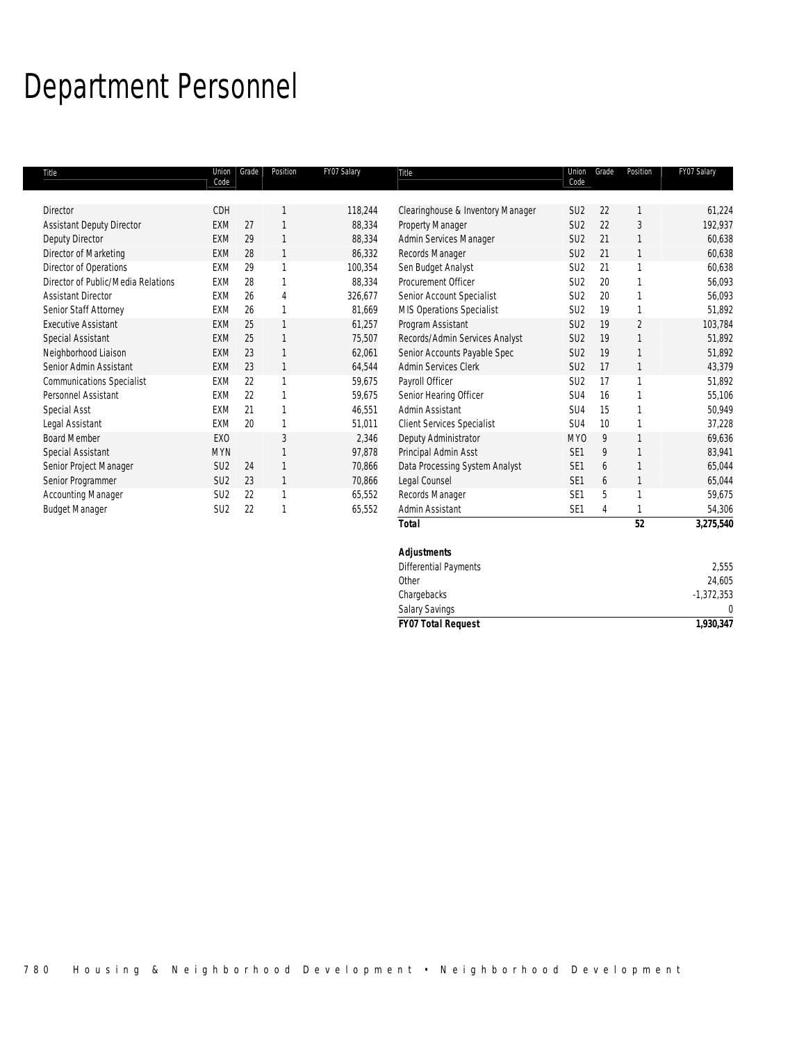# Department Personnel

| Title | Union Code | Grade | Position | FY07 Salary |
|---|---|---|---|---|
| Director | CDH | | 1 | 118,244 |
| Assistant Deputy Director | EXM | 27 | 1 | 88,334 |
| Deputy Director | EXM | 29 | 1 | 88,334 |
| Director of Marketing | EXM | 28 | 1 | 86,332 |
| Director of Operations | EXM | 29 | 1 | 100,354 |
| Director of Public/Media Relations | EXM | 28 | 1 | 88,334 |
| Assistant Director | EXM | 26 | 4 | 326,677 |
| Senior Staff Attorney | EXM | 26 | 1 | 81,669 |
| Executive Assistant | EXM | 25 | 1 | 61,257 |
| Special Assistant | EXM | 25 | 1 | 75,507 |
| Neighborhood Liaison | EXM | 23 | 1 | 62,061 |
| Senior Admin Assistant | EXM | 23 | 1 | 64,544 |
| Communications Specialist | EXM | 22 | 1 | 59,675 |
| Personnel Assistant | EXM | 22 | 1 | 59,675 |
| Special Asst | EXM | 21 | 1 | 46,551 |
| Legal Assistant | EXM | 20 | 1 | 51,011 |
| Board Member | EXO | | 3 | 2,346 |
| Special Assistant | MYN | | 1 | 97,878 |
| Senior Project Manager | SU2 | 24 | 1 | 70,866 |
| Senior Programmer | SU2 | 23 | 1 | 70,866 |
| Accounting Manager | SU2 | 22 | 1 | 65,552 |
| Budget Manager | SU2 | 22 | 1 | 65,552 |
| Clearinghouse & Inventory Manager | SU2 | 22 | 1 | 61,224 |
| Property Manager | SU2 | 22 | 3 | 192,937 |
| Admin Services Manager | SU2 | 21 | 1 | 60,638 |
| Records Manager | SU2 | 21 | 1 | 60,638 |
| Sen Budget Analyst | SU2 | 21 | 1 | 60,638 |
| Procurement Officer | SU2 | 20 | 1 | 56,093 |
| Senior Account Specialist | SU2 | 20 | 1 | 56,093 |
| MIS Operations Specialist | SU2 | 19 | 1 | 51,892 |
| Program Assistant | SU2 | 19 | 2 | 103,784 |
| Records/Admin Services Analyst | SU2 | 19 | 1 | 51,892 |
| Senior Accounts Payable Spec | SU2 | 19 | 1 | 51,892 |
| Admin Services Clerk | SU2 | 17 | 1 | 43,379 |
| Payroll Officer | SU2 | 17 | 1 | 51,892 |
| Senior Hearing Officer | SU4 | 16 | 1 | 55,106 |
| Admin Assistant | SU4 | 15 | 1 | 50,949 |
| Client Services Specialist | SU4 | 10 | 1 | 37,228 |
| Deputy Administrator | MYO | 9 | 1 | 69,636 |
| Principal Admin Asst | SE1 | 9 | 1 | 83,941 |
| Data Processing System Analyst | SE1 | 6 | 1 | 65,044 |
| Legal Counsel | SE1 | 6 | 1 | 65,044 |
| Records Manager | SE1 | 5 | 1 | 59,675 |
| Admin Assistant | SE1 | 4 | 1 | 54,306 |
| ***Total*** | | | **52** | **3,275,540** |

| ***Adjustments*** | |
|---|---|
| Differential Payments | 2,555 |
| Other | 24,605 |
| Chargebacks | -1,372,353 |
| Salary Savings | 0 |
| ***FY07 Total Request*** | **1,930,347** |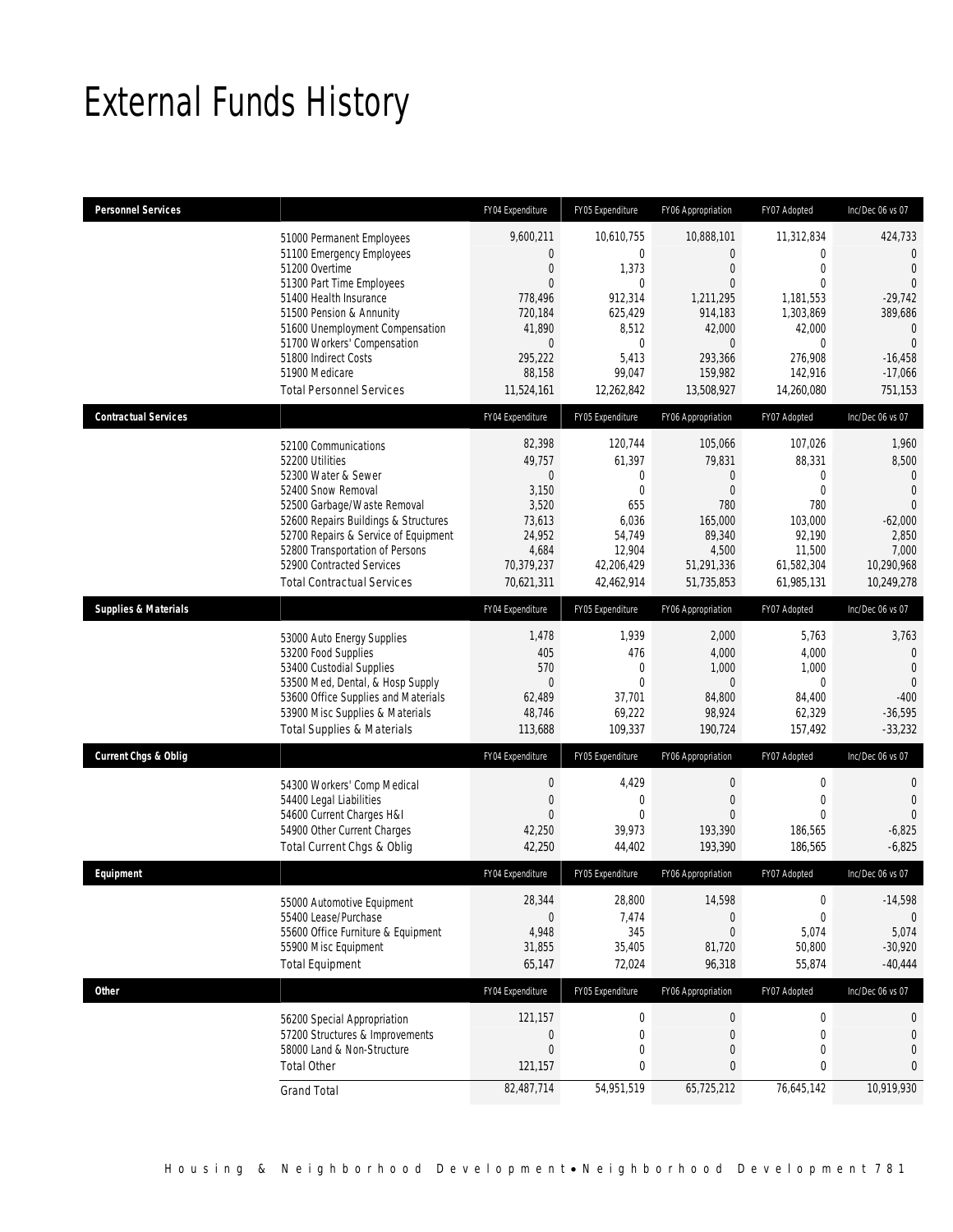# External Funds History

| Personnel Services | | FY04 Expenditure | FY05 Expenditure | FY06 Appropriation | FY07 Adopted | Inc/Dec 06 vs 07 |
|---|---|---|---|---|---|---|
| | 51000 Permanent Employees | 9,600,211 | 10,610,755 | 10,888,101 | 11,312,834 | 424,733 |
| | 51100 Emergency Employees | 0 | 0 | 0 | 0 | 0 |
| | 51200 Overtime | 0 | 1,373 | 0 | 0 | 0 |
| | 51300 Part Time Employees | 0 | 0 | 0 | 0 | 0 |
| | 51400 Health Insurance | 778,496 | 912,314 | 1,211,295 | 1,181,553 | -29,742 |
| | 51500 Pension & Annunity | 720,184 | 625,429 | 914,183 | 1,303,869 | 389,686 |
| | 51600 Unemployment Compensation | 41,890 | 8,512 | 42,000 | 42,000 | 0 |
| | 51700 Workers' Compensation | 0 | 0 | 0 | 0 | 0 |
| | 51800 Indirect Costs | 295,222 | 5,413 | 293,366 | 276,908 | -16,458 |
| | 51900 Medicare | 88,158 | 99,047 | 159,982 | 142,916 | -17,066 |
| | Total Personnel Services | 11,524,161 | 12,262,842 | 13,508,927 | 14,260,080 | 751,153 |

| Contractual Services | | FY04 Expenditure | FY05 Expenditure | FY06 Appropriation | FY07 Adopted | Inc/Dec 06 vs 07 |
|---|---|---|---|---|---|---|
| | 52100 Communications | 82,398 | 120,744 | 105,066 | 107,026 | 1,960 |
| | 52200 Utilities | 49,757 | 61,397 | 79,831 | 88,331 | 8,500 |
| | 52300 Water & Sewer | 0 | 0 | 0 | 0 | 0 |
| | 52400 Snow Removal | 3,150 | 0 | 0 | 0 | 0 |
| | 52500 Garbage/Waste Removal | 3,520 | 655 | 780 | 780 | 0 |
| | 52600 Repairs Buildings & Structures | 73,613 | 6,036 | 165,000 | 103,000 | -62,000 |
| | 52700 Repairs & Service of Equipment | 24,952 | 54,749 | 89,340 | 92,190 | 2,850 |
| | 52800 Transportation of Persons | 4,684 | 12,904 | 4,500 | 11,500 | 7,000 |
| | 52900 Contracted Services | 70,379,237 | 42,206,429 | 51,291,336 | 61,582,304 | 10,290,968 |
| | Total Contractual Services | 70,621,311 | 42,462,914 | 51,735,853 | 61,985,131 | 10,249,278 |

| Supplies & Materials | | FY04 Expenditure | FY05 Expenditure | FY06 Appropriation | FY07 Adopted | Inc/Dec 06 vs 07 |
|---|---|---|---|---|---|---|
| | 53000 Auto Energy Supplies | 1,478 | 1,939 | 2,000 | 5,763 | 3,763 |
| | 53200 Food Supplies | 405 | 476 | 4,000 | 4,000 | 0 |
| | 53400 Custodial Supplies | 570 | 0 | 1,000 | 1,000 | 0 |
| | 53500 Med, Dental, & Hosp Supply | 0 | 0 | 0 | 0 | 0 |
| | 53600 Office Supplies and Materials | 62,489 | 37,701 | 84,800 | 84,400 | -400 |
| | 53900 Misc Supplies & Materials | 48,746 | 69,222 | 98,924 | 62,329 | -36,595 |
| | Total Supplies & Materials | 113,688 | 109,337 | 190,724 | 157,492 | -33,232 |

| Current Chgs & Oblig | | FY04 Expenditure | FY05 Expenditure | FY06 Appropriation | FY07 Adopted | Inc/Dec 06 vs 07 |
|---|---|---|---|---|---|---|
| | 54300 Workers' Comp Medical | 0 | 4,429 | 0 | 0 | 0 |
| | 54400 Legal Liabilities | 0 | 0 | 0 | 0 | 0 |
| | 54600 Current Charges H&I | 0 | 0 | 0 | 0 | 0 |
| | 54900 Other Current Charges | 42,250 | 39,973 | 193,390 | 186,565 | -6,825 |
| | Total Current Chgs & Oblig | 42,250 | 44,402 | 193,390 | 186,565 | -6,825 |

| Equipment | | FY04 Expenditure | FY05 Expenditure | FY06 Appropriation | FY07 Adopted | Inc/Dec 06 vs 07 |
|---|---|---|---|---|---|---|
| | 55000 Automotive Equipment | 28,344 | 28,800 | 14,598 | 0 | -14,598 |
| | 55400 Lease/Purchase | 0 | 7,474 | 0 | 0 | 0 |
| | 55600 Office Furniture & Equipment | 4,948 | 345 | 0 | 5,074 | 5,074 |
| | 55900 Misc Equipment | 31,855 | 35,405 | 81,720 | 50,800 | -30,920 |
| | Total Equipment | 65,147 | 72,024 | 96,318 | 55,874 | -40,444 |

| Other | | FY04 Expenditure | FY05 Expenditure | FY06 Appropriation | FY07 Adopted | Inc/Dec 06 vs 07 |
|---|---|---|---|---|---|---|
| | 56200 Special Appropriation | 121,157 | 0 | 0 | 0 | 0 |
| | 57200 Structures & Improvements | 0 | 0 | 0 | 0 | 0 |
| | 58000 Land & Non-Structure | 0 | 0 | 0 | 0 | 0 |
| | Total Other | 121,157 | 0 | 0 | 0 | 0 |
| | Grand Total | 82,487,714 | 54,951,519 | 65,725,212 | 76,645,142 | 10,919,930 |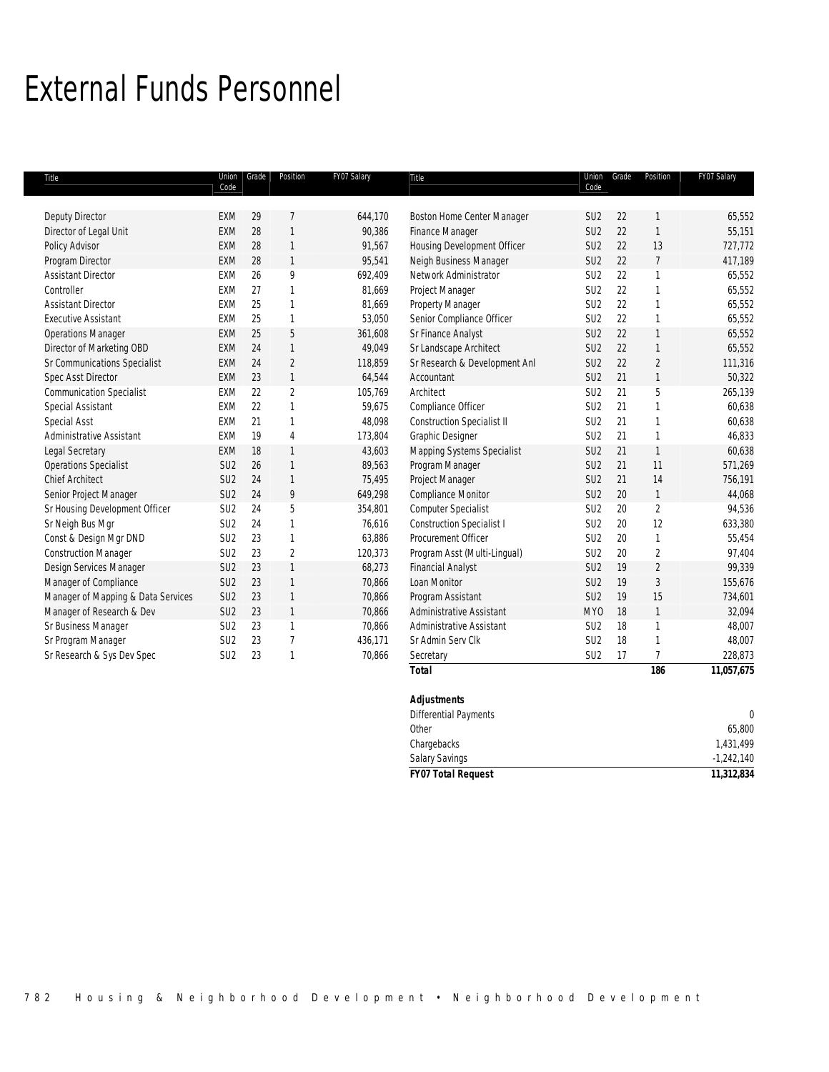# External Funds Personnel

| Title | Union Code | Grade | Position | FY07 Salary |
|---|---|---|---|---|
| Deputy Director | EXM | 29 | 7 | 644,170 |
| Director of Legal Unit | EXM | 28 | 1 | 90,386 |
| Policy Advisor | EXM | 28 | 1 | 91,567 |
| Program Director | EXM | 28 | 1 | 95,541 |
| Assistant Director | EXM | 26 | 9 | 692,409 |
| Controller | EXM | 27 | 1 | 81,669 |
| Assistant Director | EXM | 25 | 1 | 81,669 |
| Executive Assistant | EXM | 25 | 1 | 53,050 |
| Operations Manager | EXM | 25 | 5 | 361,608 |
| Director of Marketing OBD | EXM | 24 | 1 | 49,049 |
| Sr Communications Specialist | EXM | 24 | 2 | 118,859 |
| Spec Asst Director | EXM | 23 | 1 | 64,544 |
| Communication Specialist | EXM | 22 | 2 | 105,769 |
| Special Assistant | EXM | 22 | 1 | 59,675 |
| Special Asst | EXM | 21 | 1 | 48,098 |
| Administrative Assistant | EXM | 19 | 4 | 173,804 |
| Legal Secretary | EXM | 18 | 1 | 43,603 |
| Operations Specialist | SU2 | 26 | 1 | 89,563 |
| Chief Architect | SU2 | 24 | 1 | 75,495 |
| Senior Project Manager | SU2 | 24 | 9 | 649,298 |
| Sr Housing Development Officer | SU2 | 24 | 5 | 354,801 |
| Sr Neigh Bus Mgr | SU2 | 24 | 1 | 76,616 |
| Const & Design Mgr DND | SU2 | 23 | 1 | 63,886 |
| Construction Manager | SU2 | 23 | 2 | 120,373 |
| Design Services Manager | SU2 | 23 | 1 | 68,273 |
| Manager of Compliance | SU2 | 23 | 1 | 70,866 |
| Manager of Mapping & Data Services | SU2 | 23 | 1 | 70,866 |
| Manager of Research & Dev | SU2 | 23 | 1 | 70,866 |
| Sr Business Manager | SU2 | 23 | 1 | 70,866 |
| Sr Program Manager | SU2 | 23 | 7 | 436,171 |
| Sr Research & Sys Dev Spec | SU2 | 23 | 1 | 70,866 |
| Boston Home Center Manager | SU2 | 22 | 1 | 65,552 |
| Finance Manager | SU2 | 22 | 1 | 55,151 |
| Housing Development Officer | SU2 | 22 | 13 | 727,772 |
| Neigh Business Manager | SU2 | 22 | 7 | 417,189 |
| Network Administrator | SU2 | 22 | 1 | 65,552 |
| Project Manager | SU2 | 22 | 1 | 65,552 |
| Property Manager | SU2 | 22 | 1 | 65,552 |
| Senior Compliance Officer | SU2 | 22 | 1 | 65,552 |
| Sr Finance Analyst | SU2 | 22 | 1 | 65,552 |
| Sr Landscape Architect | SU2 | 22 | 1 | 65,552 |
| Sr Research & Development Anl | SU2 | 22 | 2 | 111,316 |
| Accountant | SU2 | 21 | 1 | 50,322 |
| Architect | SU2 | 21 | 5 | 265,139 |
| Compliance Officer | SU2 | 21 | 1 | 60,638 |
| Construction Specialist II | SU2 | 21 | 1 | 60,638 |
| Graphic Designer | SU2 | 21 | 1 | 46,833 |
| Mapping Systems Specialist | SU2 | 21 | 1 | 60,638 |
| Program Manager | SU2 | 21 | 11 | 571,269 |
| Project Manager | SU2 | 21 | 14 | 756,191 |
| Compliance Monitor | SU2 | 20 | 1 | 44,068 |
| Computer Specialist | SU2 | 20 | 2 | 94,536 |
| Construction Specialist I | SU2 | 20 | 12 | 633,380 |
| Procurement Officer | SU2 | 20 | 1 | 55,454 |
| Program Asst (Multi-Lingual) | SU2 | 20 | 2 | 97,404 |
| Financial Analyst | SU2 | 19 | 2 | 99,339 |
| Loan Monitor | SU2 | 19 | 3 | 155,676 |
| Program Assistant | SU2 | 19 | 15 | 734,601 |
| Administrative Assistant | MYO | 18 | 1 | 32,094 |
| Administrative Assistant | SU2 | 18 | 1 | 48,007 |
| Sr Admin Serv Clk | SU2 | 18 | 1 | 48,007 |
| Secretary | SU2 | 17 | 7 | 228,873 |
| ***Total*** | | | **186** | **11,057,675** |

| ***Adjustments*** | |
|---|---|
| Differential Payments | 0 |
| Other | 65,800 |
| Chargebacks | 1,431,499 |
| Salary Savings | -1,242,140 |
| ***FY07 Total Request*** | **11,312,834** |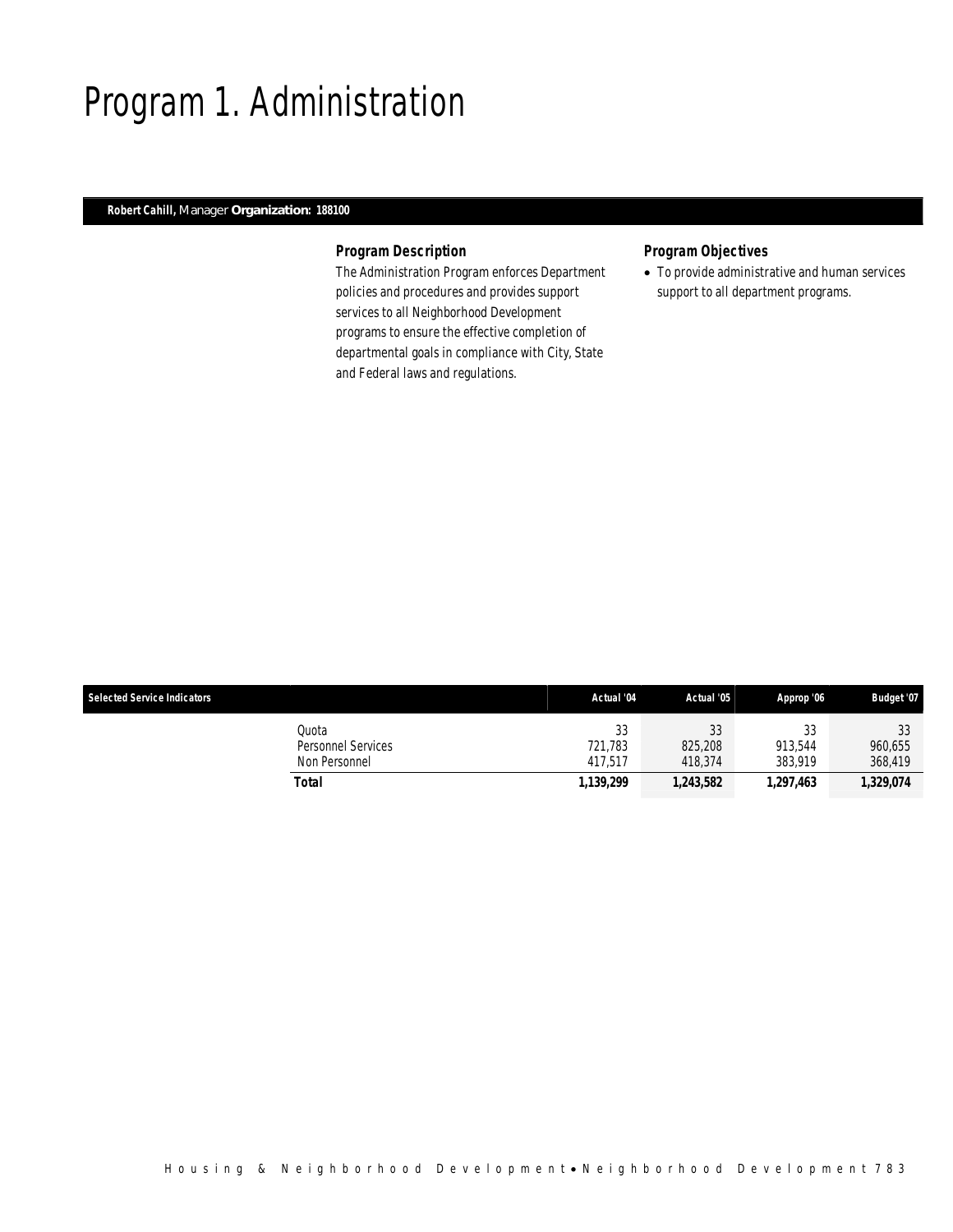# Program 1. Administration

**Robert Cahill,** Manager **Organization: 188100**

### Program Description

The Administration Program enforces Department policies and procedures and provides support services to all Neighborhood Development programs to ensure the effective completion of departmental goals in compliance with City, State and Federal laws and regulations.

### Program Objectives

- To provide administrative and human services support to all department programs.

| Selected Service Indicators | Actual '04 | Actual '05 | Approp '06 | Budget '07 |
|---|---|---|---|---|
| Quota | 33 | 33 | 33 | 33 |
| Personnel Services | 721,783 | 825,208 | 913,544 | 960,655 |
| Non Personnel | 417,517 | 418,374 | 383,919 | 368,419 |
| **Total** | **1,139,299** | **1,243,582** | **1,297,463** | **1,329,074** |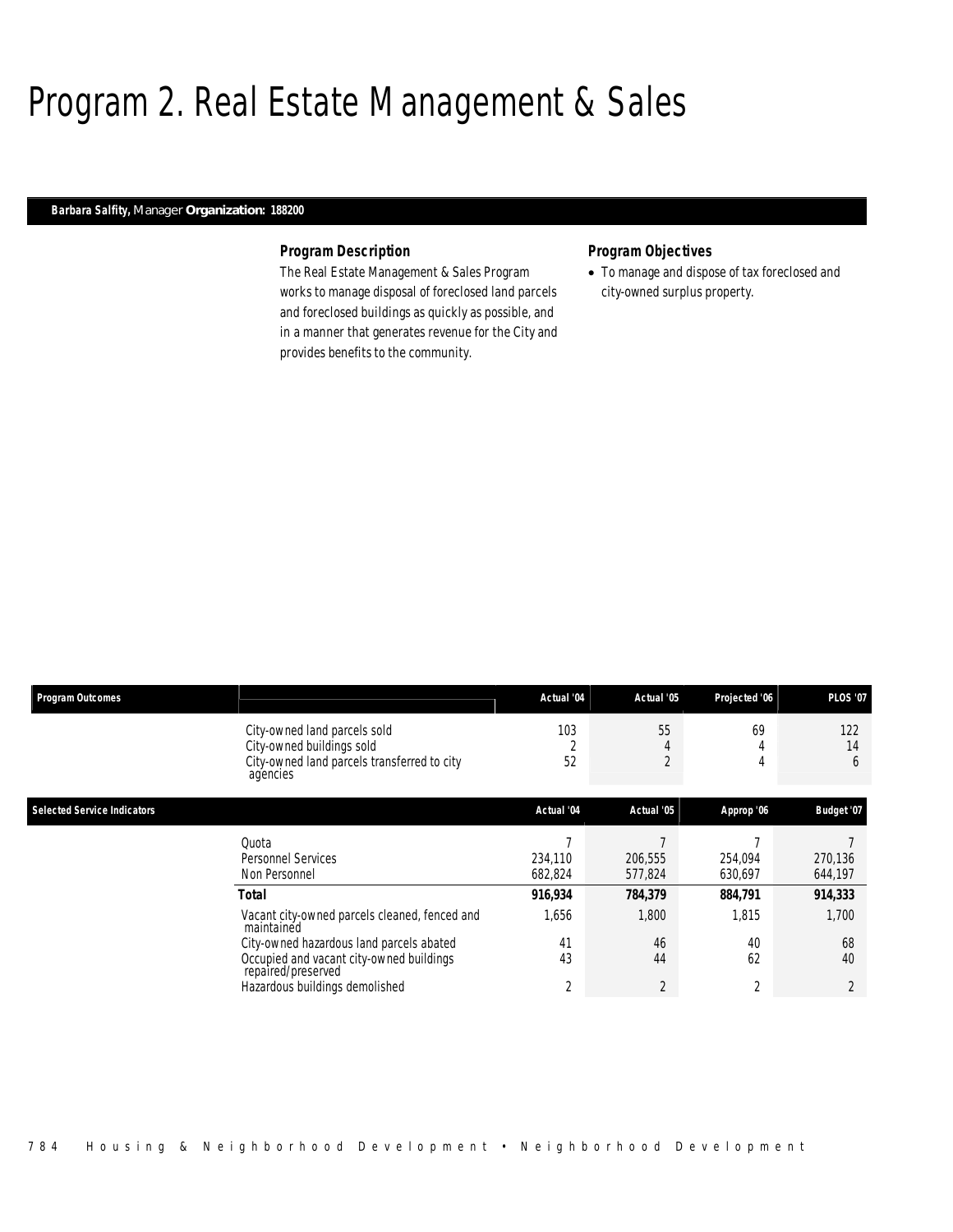# Program 2. Real Estate Management & Sales

**Barbara Salfity,** Manager **Organization: 188200**

### Program Description

The Real Estate Management & Sales Program works to manage disposal of foreclosed land parcels and foreclosed buildings as quickly as possible, and in a manner that generates revenue for the City and provides benefits to the community.

### Program Objectives

- To manage and dispose of tax foreclosed and city-owned surplus property.

| Program Outcomes | | Actual '04 | Actual '05 | Projected '06 | PLOS '07 |
|---|---|---|---|---|---|
| | City-owned land parcels sold | 103 | 55 | 69 | 122 |
| | City-owned buildings sold | 2 | 4 | 4 | 14 |
| | City-owned land parcels transferred to city agencies | 52 | 2 | 4 | 6 |

| Selected Service Indicators | | Actual '04 | Actual '05 | Approp '06 | Budget '07 |
|---|---|---|---|---|---|
| | Quota | 7 | 7 | 7 | 7 |
| | Personnel Services | 234,110 | 206,555 | 254,094 | 270,136 |
| | Non Personnel | 682,824 | 577,824 | 630,697 | 644,197 |
| | **Total** | **916,934** | **784,379** | **884,791** | **914,333** |
| | Vacant city-owned parcels cleaned, fenced and maintained | 1,656 | 1,800 | 1,815 | 1,700 |
| | City-owned hazardous land parcels abated | 41 | 46 | 40 | 68 |
| | Occupied and vacant city-owned buildings repaired/preserved | 43 | 44 | 62 | 40 |
| | Hazardous buildings demolished | 2 | 2 | 2 | 2 |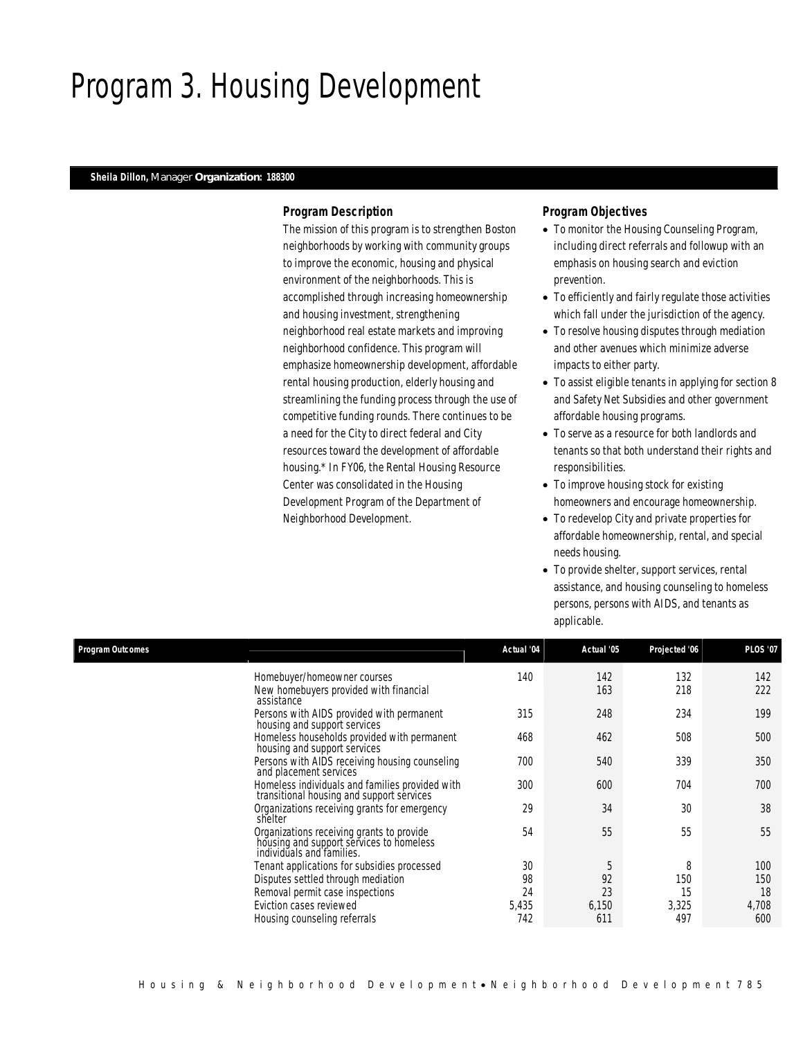# Program 3. Housing Development

**Sheila Dillon,** Manager **Organization: 188300**

### *Program Description*

The mission of this program is to strengthen Boston neighborhoods by working with community groups to improve the economic, housing and physical environment of the neighborhoods. This is accomplished through increasing homeownership and housing investment, strengthening neighborhood real estate markets and improving neighborhood confidence. This program will emphasize homeownership development, affordable rental housing production, elderly housing and streamlining the funding process through the use of competitive funding rounds. There continues to be a need for the City to direct federal and City resources toward the development of affordable housing.* In FY06, the Rental Housing Resource Center was consolidated in the Housing Development Program of the Department of Neighborhood Development.

### *Program Objectives*

- To monitor the Housing Counseling Program, including direct referrals and followup with an emphasis on housing search and eviction prevention.
- To efficiently and fairly regulate those activities which fall under the jurisdiction of the agency.
- To resolve housing disputes through mediation and other avenues which minimize adverse impacts to either party.
- To assist eligible tenants in applying for section 8 and Safety Net Subsidies and other government affordable housing programs.
- To serve as a resource for both landlords and tenants so that both understand their rights and responsibilities.
- To improve housing stock for existing homeowners and encourage homeownership.
- To redevelop City and private properties for affordable homeownership, rental, and special needs housing.
- To provide shelter, support services, rental assistance, and housing counseling to homeless persons, persons with AIDS, and tenants as applicable.

| Program Outcomes | Actual '04 | Actual '05 | Projected '06 | PLOS '07 |
|---|---|---|---|---|
| Homebuyer/homeowner courses | 140 | 142 | 132 | 142 |
| New homebuyers provided with financial assistance | | 163 | 218 | 222 |
| Persons with AIDS provided with permanent housing and support services | 315 | 248 | 234 | 199 |
| Homeless households provided with permanent housing and support services | 468 | 462 | 508 | 500 |
| Persons with AIDS receiving housing counseling and placement services | 700 | 540 | 339 | 350 |
| Homeless individuals and families provided with transitional housing and support services | 300 | 600 | 704 | 700 |
| Organizations receiving grants for emergency shelter | 29 | 34 | 30 | 38 |
| Organizations receiving grants to provide housing and support services to homeless individuals and families. | 54 | 55 | 55 | 55 |
| Tenant applications for subsidies processed | 30 | 5 | 8 | 100 |
| Disputes settled through mediation | 98 | 92 | 150 | 150 |
| Removal permit case inspections | 24 | 23 | 15 | 18 |
| Eviction cases reviewed | 5,435 | 6,150 | 3,325 | 4,708 |
| Housing counseling referrals | 742 | 611 | 497 | 600 |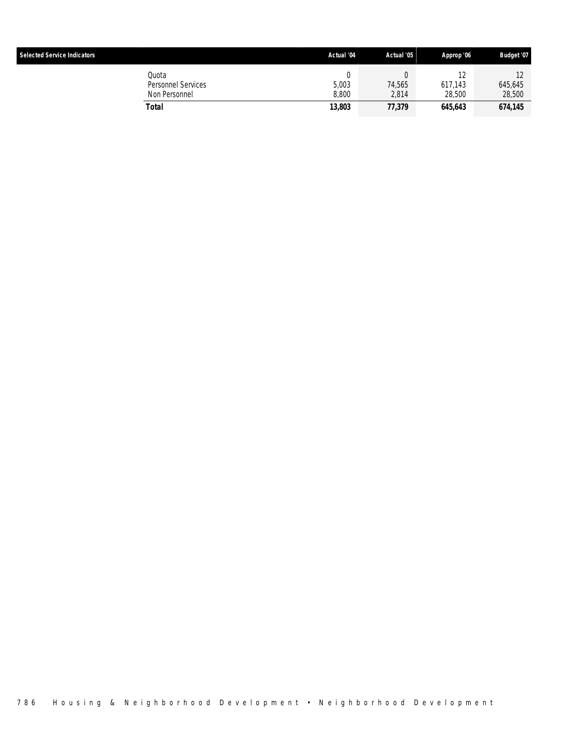| Selected Service Indicators | Actual '04 | Actual '05 | Approp '06 | Budget '07 |
|---|---|---|---|---|
| Quota | 0 | 0 | 12 | 12 |
| Personnel Services | 5,003 | 74,565 | 617,143 | 645,645 |
| Non Personnel | 8,800 | 2,814 | 28,500 | 28,500 |
| **Total** | **13,803** | **77,379** | **645,643** | **674,145** |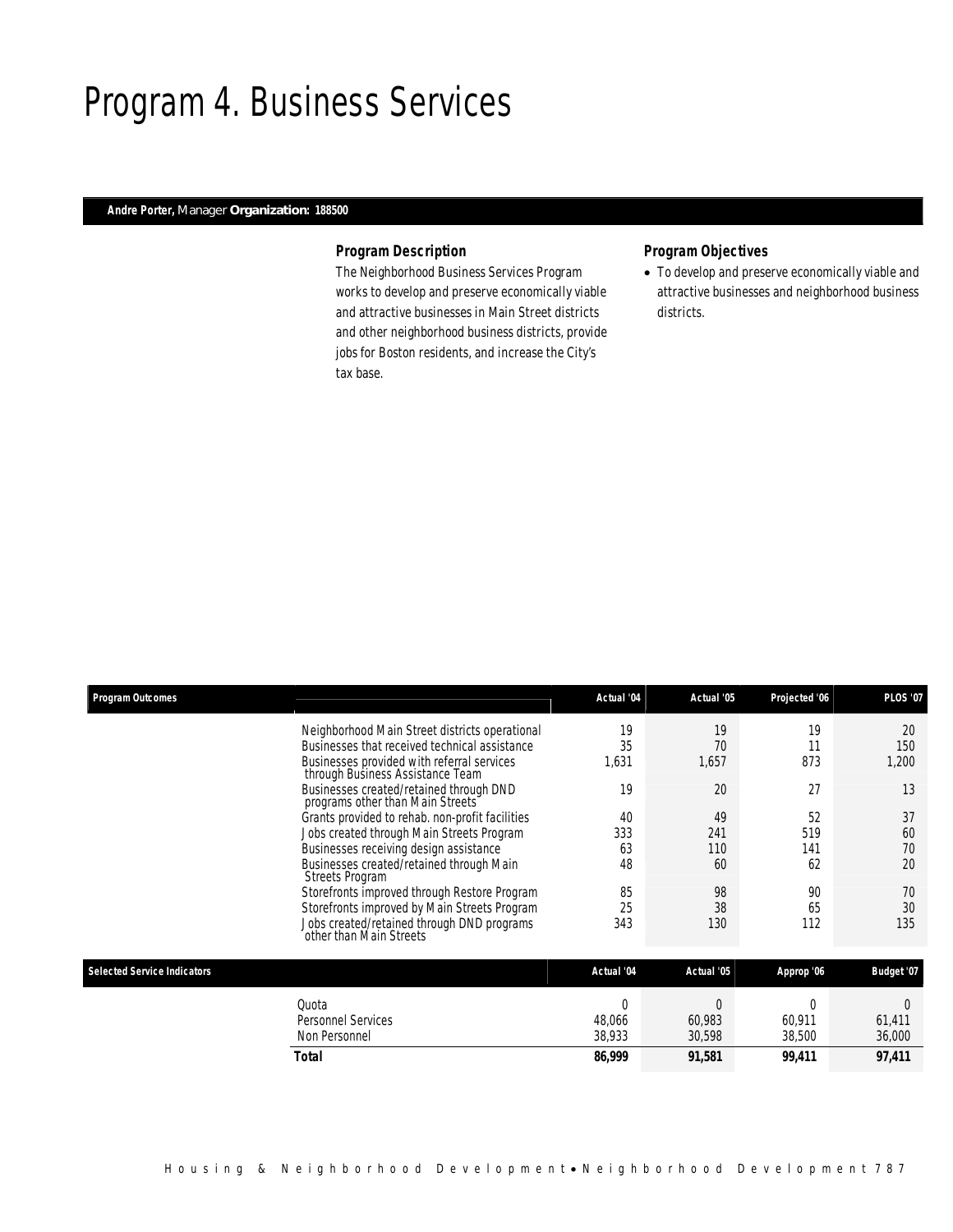# Program 4. Business Services

**Andre Porter,** Manager **Organization: 188500**

### Program Description

The Neighborhood Business Services Program works to develop and preserve economically viable and attractive businesses in Main Street districts and other neighborhood business districts, provide jobs for Boston residents, and increase the City's tax base.

### Program Objectives

- To develop and preserve economically viable and attractive businesses and neighborhood business districts.

| Program Outcomes | Actual '04 | Actual '05 | Projected '06 | PLOS '07 |
|---|---|---|---|---|
| Neighborhood Main Street districts operational | 19 | 19 | 19 | 20 |
| Businesses that received technical assistance | 35 | 70 | 11 | 150 |
| Businesses provided with referral services through Business Assistance Team | 1,631 | 1,657 | 873 | 1,200 |
| Businesses created/retained through DND programs other than Main Streets | 19 | 20 | 27 | 13 |
| Grants provided to rehab. non-profit facilities | 40 | 49 | 52 | 37 |
| Jobs created through Main Streets Program | 333 | 241 | 519 | 60 |
| Businesses receiving design assistance | 63 | 110 | 141 | 70 |
| Businesses created/retained through Main Streets Program | 48 | 60 | 62 | 20 |
| Storefronts improved through Restore Program | 85 | 98 | 90 | 70 |
| Storefronts improved by Main Streets Program | 25 | 38 | 65 | 30 |
| Jobs created/retained through DND programs other than Main Streets | 343 | 130 | 112 | 135 |

| Selected Service Indicators | Actual '04 | Actual '05 | Approp '06 | Budget '07 |
|---|---|---|---|---|
| Quota | 0 | 0 | 0 | 0 |
| Personnel Services | 48,066 | 60,983 | 60,911 | 61,411 |
| Non Personnel | 38,933 | 30,598 | 38,500 | 36,000 |
| **Total** | **86,999** | **91,581** | **99,411** | **97,411** |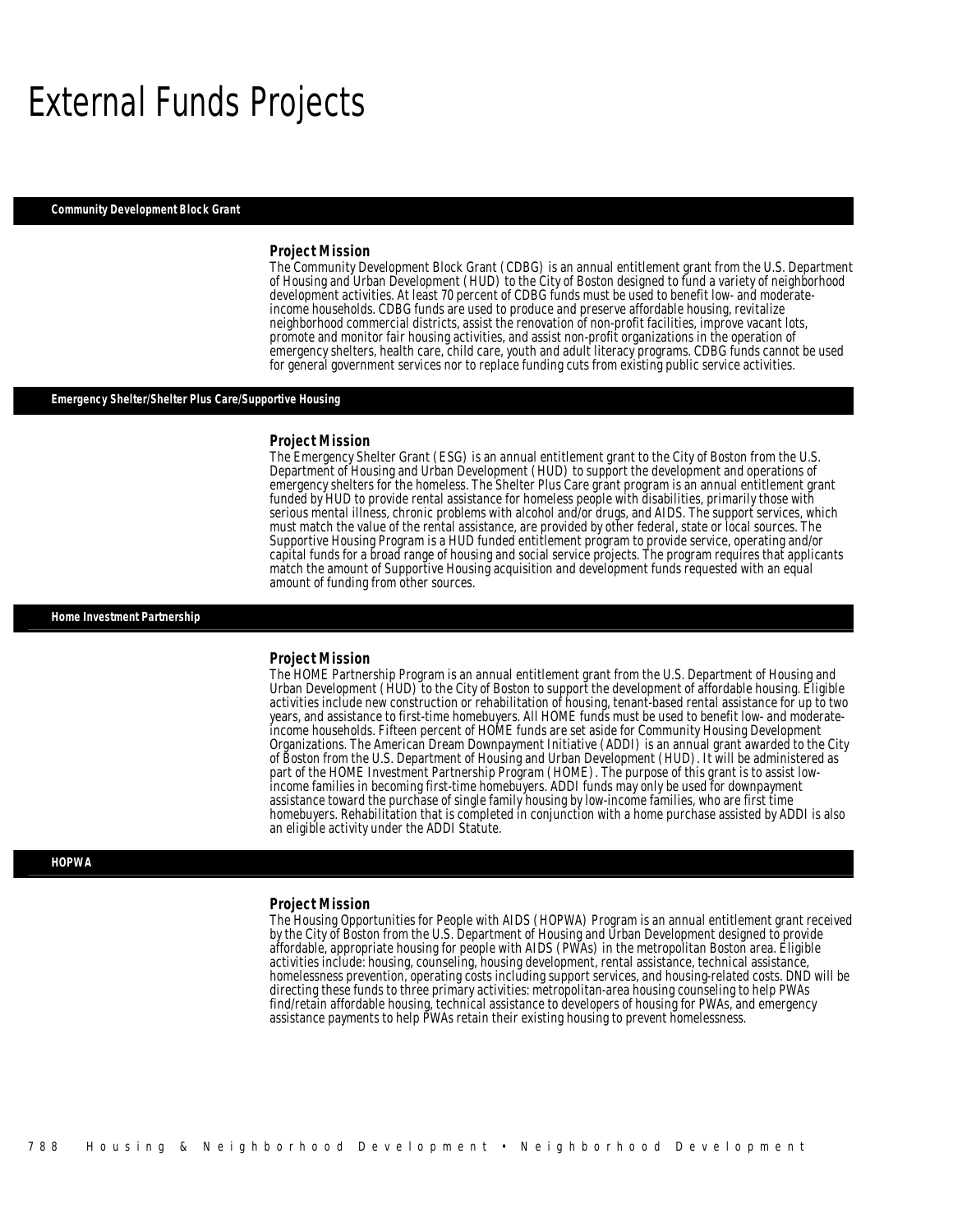# External Funds Projects

## Community Development Block Grant

### Project Mission

The Community Development Block Grant (CDBG) is an annual entitlement grant from the U.S. Department of Housing and Urban Development (HUD) to the City of Boston designed to fund a variety of neighborhood development activities. At least 70 percent of CDBG funds must be used to benefit low- and moderate-income households. CDBG funds are used to produce and preserve affordable housing, revitalize neighborhood commercial districts, assist the renovation of non-profit facilities, improve vacant lots, promote and monitor fair housing activities, and assist non-profit organizations in the operation of emergency shelters, health care, child care, youth and adult literacy programs. CDBG funds cannot be used for general government services nor to replace funding cuts from existing public service activities.

## Emergency Shelter/Shelter Plus Care/Supportive Housing

### Project Mission

The Emergency Shelter Grant (ESG) is an annual entitlement grant to the City of Boston from the U.S. Department of Housing and Urban Development (HUD) to support the development and operations of emergency shelters for the homeless. The Shelter Plus Care grant program is an annual entitlement grant funded by HUD to provide rental assistance for homeless people with disabilities, primarily those with serious mental illness, chronic problems with alcohol and/or drugs, and AIDS. The support services, which must match the value of the rental assistance, are provided by other federal, state or local sources. The Supportive Housing Program is a HUD funded entitlement program to provide service, operating and/or capital funds for a broad range of housing and social service projects. The program requires that applicants match the amount of Supportive Housing acquisition and development funds requested with an equal amount of funding from other sources.

## Home Investment Partnership

### Project Mission

The HOME Partnership Program is an annual entitlement grant from the U.S. Department of Housing and Urban Development (HUD) to the City of Boston to support the development of affordable housing. Eligible activities include new construction or rehabilitation of housing, tenant-based rental assistance for up to two years, and assistance to first-time homebuyers. All HOME funds must be used to benefit low- and moderate-income households. Fifteen percent of HOME funds are set aside for Community Housing Development Organizations. The American Dream Downpayment Initiative (ADDI) is an annual grant awarded to the City of Boston from the U.S. Department of Housing and Urban Development (HUD). It will be administered as part of the HOME Investment Partnership Program (HOME). The purpose of this grant is to assist low-income families in becoming first-time homebuyers. ADDI funds may only be used for downpayment assistance toward the purchase of single family housing by low-income families, who are first time homebuyers. Rehabilitation that is completed in conjunction with a home purchase assisted by ADDI is also an eligible activity under the ADDI Statute.

## HOPWA

### Project Mission

The Housing Opportunities for People with AIDS (HOPWA) Program is an annual entitlement grant received by the City of Boston from the U.S. Department of Housing and Urban Development designed to provide affordable, appropriate housing for people with AIDS (PWAs) in the metropolitan Boston area. Eligible activities include: housing, counseling, housing development, rental assistance, technical assistance, homelessness prevention, operating costs including support services, and housing-related costs. DND will be directing these funds to three primary activities: metropolitan-area housing counseling to help PWAs find/retain affordable housing, technical assistance to developers of housing for PWAs, and emergency assistance payments to help PWAs retain their existing housing to prevent homelessness.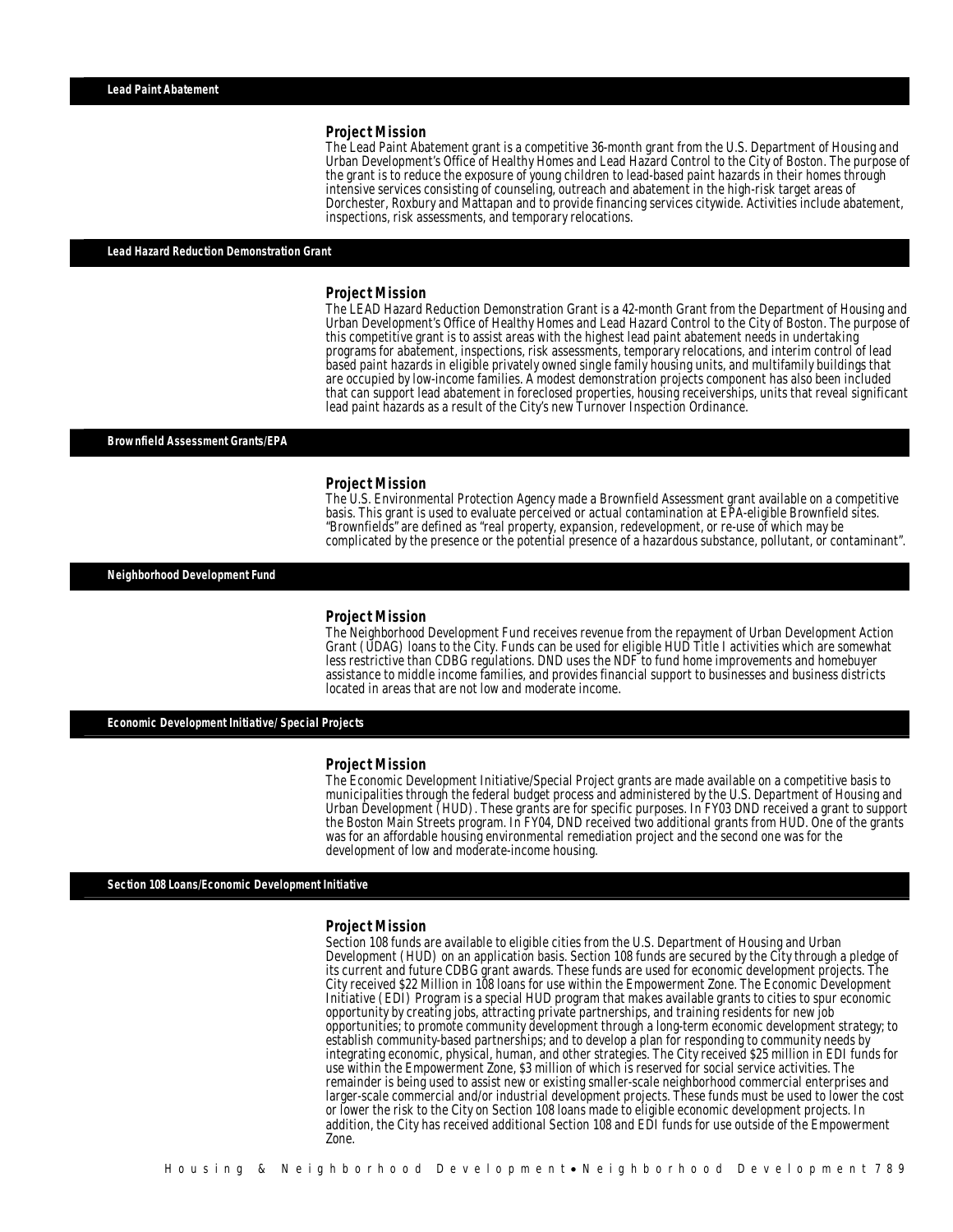## Lead Paint Abatement

### Project Mission

The Lead Paint Abatement grant is a competitive 36-month grant from the U.S. Department of Housing and Urban Development's Office of Healthy Homes and Lead Hazard Control to the City of Boston. The purpose of the grant is to reduce the exposure of young children to lead-based paint hazards in their homes through intensive services consisting of counseling, outreach and abatement in the high-risk target areas of Dorchester, Roxbury and Mattapan and to provide financing services citywide. Activities include abatement, inspections, risk assessments, and temporary relocations.

## Lead Hazard Reduction Demonstration Grant

### Project Mission

The LEAD Hazard Reduction Demonstration Grant is a 42-month Grant from the Department of Housing and Urban Development's Office of Healthy Homes and Lead Hazard Control to the City of Boston. The purpose of this competitive grant is to assist areas with the highest lead paint abatement needs in undertaking programs for abatement, inspections, risk assessments, temporary relocations, and interim control of lead based paint hazards in eligible privately owned single family housing units, and multifamily buildings that are occupied by low-income families. A modest demonstration projects component has also been included that can support lead abatement in foreclosed properties, housing receiverships, units that reveal significant lead paint hazards as a result of the City's new Turnover Inspection Ordinance.

## Brownfield Assessment Grants/EPA

### Project Mission

The U.S. Environmental Protection Agency made a Brownfield Assessment grant available on a competitive basis. This grant is used to evaluate perceived or actual contamination at EPA-eligible Brownfield sites. "Brownfields" are defined as "real property, expansion, redevelopment, or re-use of which may be complicated by the presence or the potential presence of a hazardous substance, pollutant, or contaminant".

## Neighborhood Development Fund

### Project Mission

The Neighborhood Development Fund receives revenue from the repayment of Urban Development Action Grant (UDAG) loans to the City. Funds can be used for eligible HUD Title I activities which are somewhat less restrictive than CDBG regulations. DND uses the NDF to fund home improvements and homebuyer assistance to middle income families, and provides financial support to businesses and business districts located in areas that are not low and moderate income.

## Economic Development Initiative/ Special Projects

### Project Mission

The Economic Development Initiative/Special Project grants are made available on a competitive basis to municipalities through the federal budget process and administered by the U.S. Department of Housing and Urban Development (HUD). These grants are for specific purposes. In FY03 DND received a grant to support the Boston Main Streets program. In FY04, DND received two additional grants from HUD. One of the grants was for an affordable housing environmental remediation project and the second one was for the development of low and moderate-income housing.

## Section 108 Loans/Economic Development Initiative

### Project Mission

Section 108 funds are available to eligible cities from the U.S. Department of Housing and Urban Development (HUD) on an application basis. Section 108 funds are secured by the City through a pledge of its current and future CDBG grant awards. These funds are used for economic development projects. The City received $22 Million in 108 loans for use within the Empowerment Zone. The Economic Development Initiative (EDI) Program is a special HUD program that makes available grants to cities to spur economic opportunity by creating jobs, attracting private partnerships, and training residents for new job opportunities; to promote community development through a long-term economic development strategy; to establish community-based partnerships; and to develop a plan for responding to community needs by integrating economic, physical, human, and other strategies. The City received $25 million in EDI funds for use within the Empowerment Zone, $3 million of which is reserved for social service activities. The remainder is being used to assist new or existing smaller-scale neighborhood commercial enterprises and larger-scale commercial and/or industrial development projects. These funds must be used to lower the cost or lower the risk to the City on Section 108 loans made to eligible economic development projects. In addition, the City has received additional Section 108 and EDI funds for use outside of the Empowerment Zone.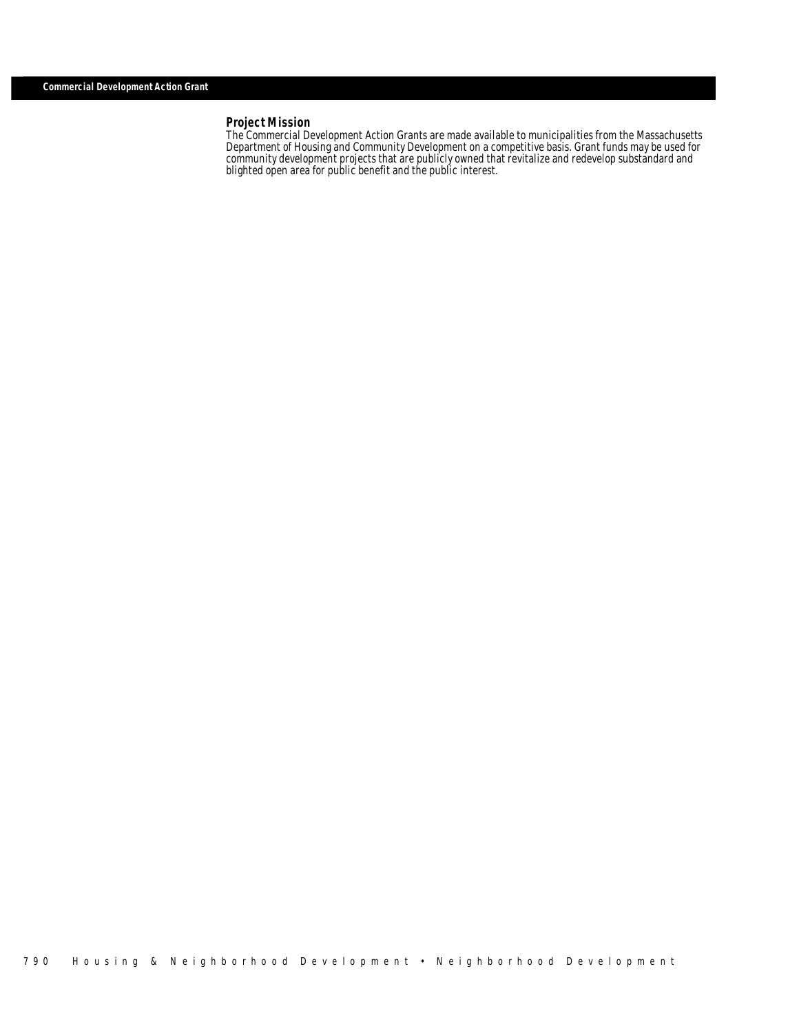## Commercial Development Action Grant

### Project Mission

The Commercial Development Action Grants are made available to municipalities from the Massachusetts Department of Housing and Community Development on a competitive basis. Grant funds may be used for community development projects that are publicly owned that revitalize and redevelop substandard and blighted open area for public benefit and the public interest.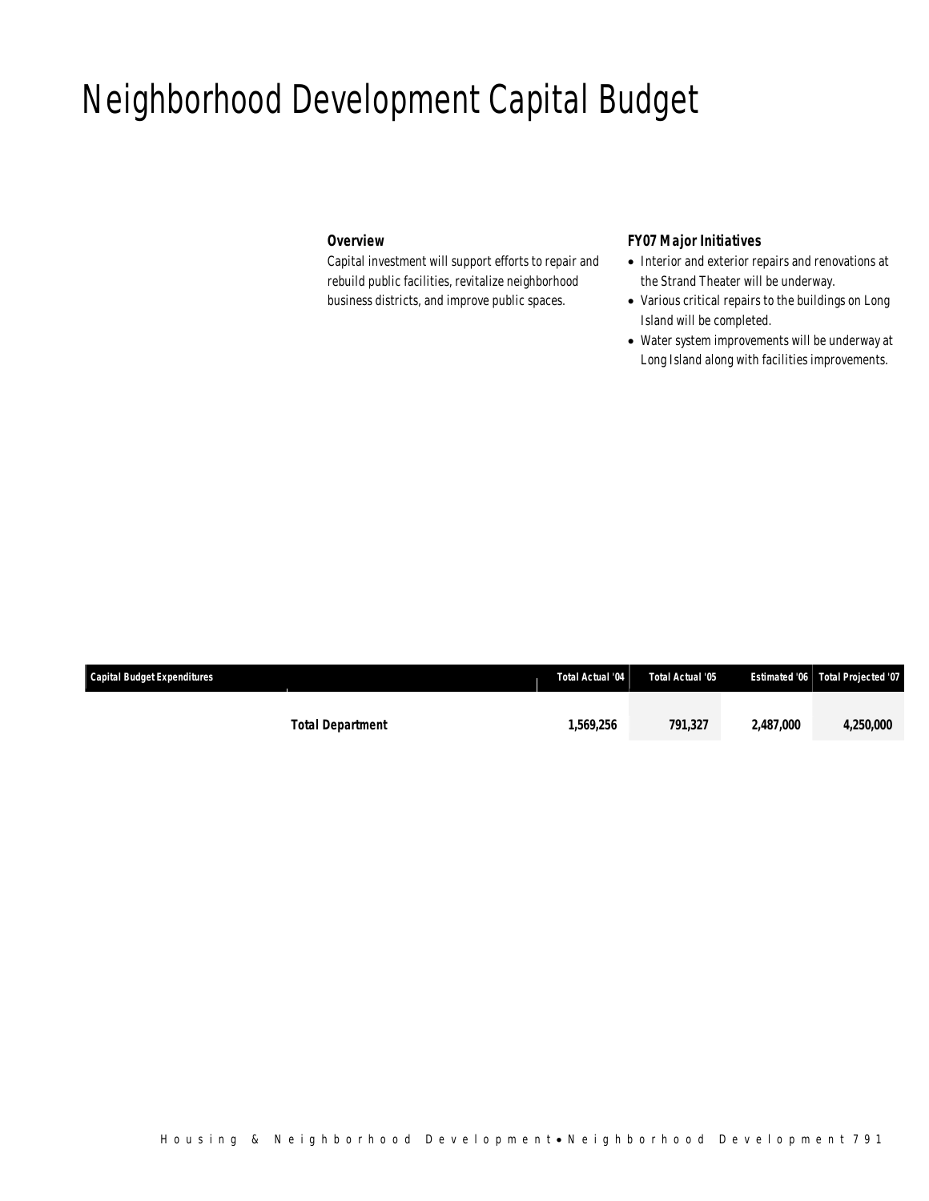# Neighborhood Development Capital Budget

### Overview

Capital investment will support efforts to repair and rebuild public facilities, revitalize neighborhood business districts, and improve public spaces.

### FY07 Major Initiatives

- Interior and exterior repairs and renovations at the Strand Theater will be underway.
- Various critical repairs to the buildings on Long Island will be completed.
- Water system improvements will be underway at Long Island along with facilities improvements.

| Capital Budget Expenditures | Total Actual '04 | Total Actual '05 | Estimated '06 | Total Projected '07 |
|---|---|---|---|---|
| **Total Department** | **1,569,256** | **791,327** | **2,487,000** | **4,250,000** |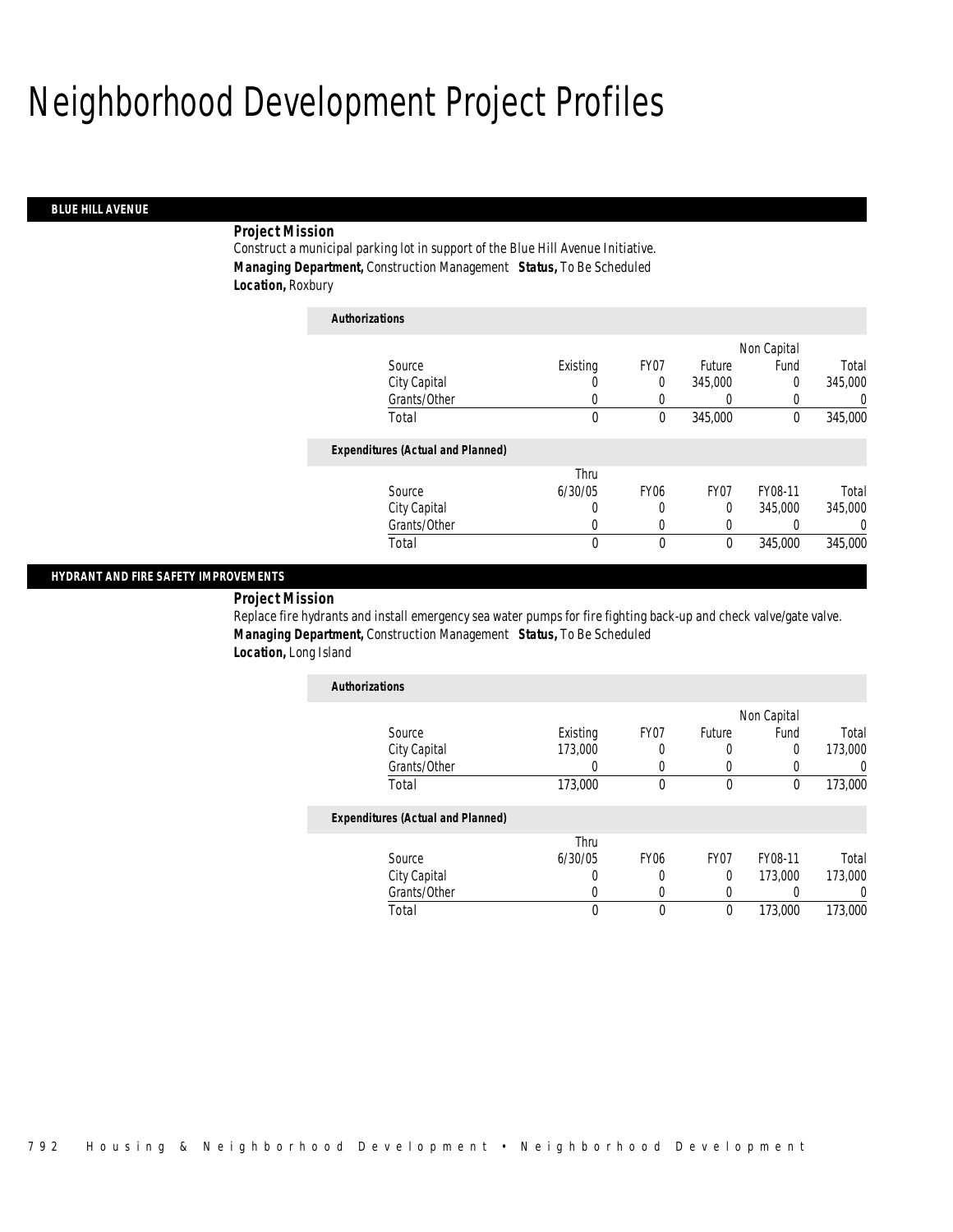# Neighborhood Development Project Profiles

## BLUE HILL AVENUE

**Project Mission**

Construct a municipal parking lot in support of the Blue Hill Avenue Initiative.

***Managing Department,*** Construction Management ***Status,*** To Be Scheduled

***Location,*** Roxbury

*Authorizations*

| Source | Existing | FY07 | Future | Non Capital Fund | Total |
|---|---|---|---|---|---|
| City Capital | 0 | 0 | 345,000 | 0 | 345,000 |
| Grants/Other | 0 | 0 | 0 | 0 | 0 |
| Total | 0 | 0 | 345,000 | 0 | 345,000 |

*Expenditures (Actual and Planned)*

| Source | Thru 6/30/05 | FY06 | FY07 | FY08-11 | Total |
|---|---|---|---|---|---|
| City Capital | 0 | 0 | 0 | 345,000 | 345,000 |
| Grants/Other | 0 | 0 | 0 | 0 | 0 |
| Total | 0 | 0 | 0 | 345,000 | 345,000 |

## HYDRANT AND FIRE SAFETY IMPROVEMENTS

**Project Mission**

Replace fire hydrants and install emergency sea water pumps for fire fighting back-up and check valve/gate valve.

***Managing Department,*** Construction Management ***Status,*** To Be Scheduled

***Location,*** Long Island

*Authorizations*

| Source | Existing | FY07 | Future | Non Capital Fund | Total |
|---|---|---|---|---|---|
| City Capital | 173,000 | 0 | 0 | 0 | 173,000 |
| Grants/Other | 0 | 0 | 0 | 0 | 0 |
| Total | 173,000 | 0 | 0 | 0 | 173,000 |

*Expenditures (Actual and Planned)*

| Source | Thru 6/30/05 | FY06 | FY07 | FY08-11 | Total |
|---|---|---|---|---|---|
| City Capital | 0 | 0 | 0 | 173,000 | 173,000 |
| Grants/Other | 0 | 0 | 0 | 0 | 0 |
| Total | 0 | 0 | 0 | 173,000 | 173,000 |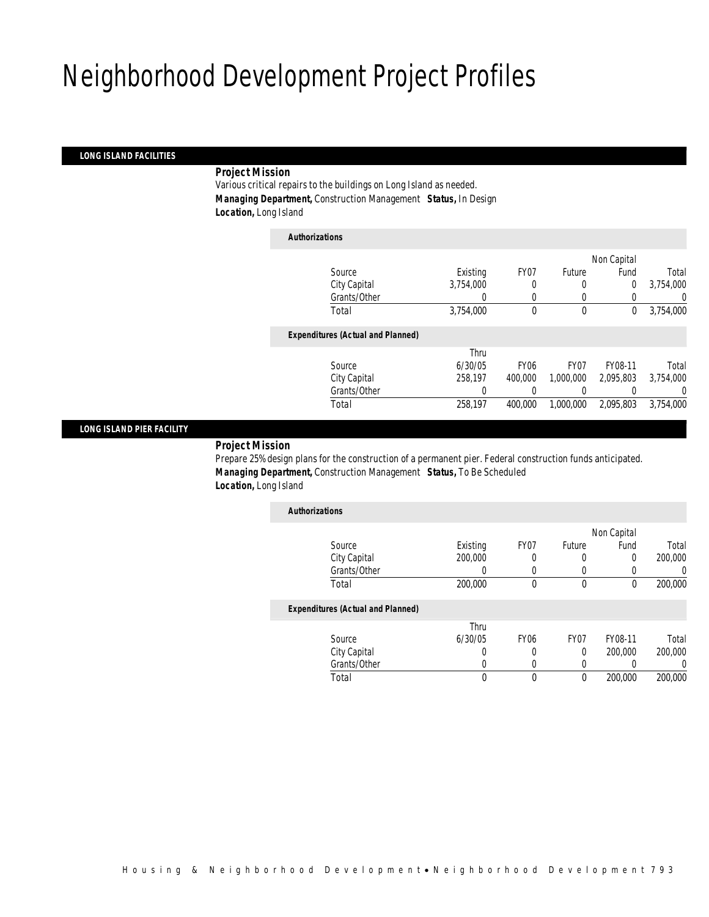# Neighborhood Development Project Profiles

## LONG ISLAND FACILITIES

**Project Mission**

Various critical repairs to the buildings on Long Island as needed.

**Managing Department,** Construction Management **Status,** In Design

**Location,** Long Island

*Authorizations*

| Source | Existing | FY07 | Future | Non Capital Fund | Total |
|---|---|---|---|---|---|
| City Capital | 3,754,000 | 0 | 0 | 0 | 3,754,000 |
| Grants/Other | 0 | 0 | 0 | 0 | 0 |
| Total | 3,754,000 | 0 | 0 | 0 | 3,754,000 |

*Expenditures (Actual and Planned)*

| Source | Thru 6/30/05 | FY06 | FY07 | FY08-11 | Total |
|---|---|---|---|---|---|
| City Capital | 258,197 | 400,000 | 1,000,000 | 2,095,803 | 3,754,000 |
| Grants/Other | 0 | 0 | 0 | 0 | 0 |
| Total | 258,197 | 400,000 | 1,000,000 | 2,095,803 | 3,754,000 |

## LONG ISLAND PIER FACILITY

**Project Mission**

Prepare 25% design plans for the construction of a permanent pier. Federal construction funds anticipated.

**Managing Department,** Construction Management **Status,** To Be Scheduled

**Location,** Long Island

*Authorizations*

| Source | Existing | FY07 | Future | Non Capital Fund | Total |
|---|---|---|---|---|---|
| City Capital | 200,000 | 0 | 0 | 0 | 200,000 |
| Grants/Other | 0 | 0 | 0 | 0 | 0 |
| Total | 200,000 | 0 | 0 | 0 | 200,000 |

*Expenditures (Actual and Planned)*

| Source | Thru 6/30/05 | FY06 | FY07 | FY08-11 | Total |
|---|---|---|---|---|---|
| City Capital | 0 | 0 | 0 | 200,000 | 200,000 |
| Grants/Other | 0 | 0 | 0 | 0 | 0 |
| Total | 0 | 0 | 0 | 200,000 | 200,000 |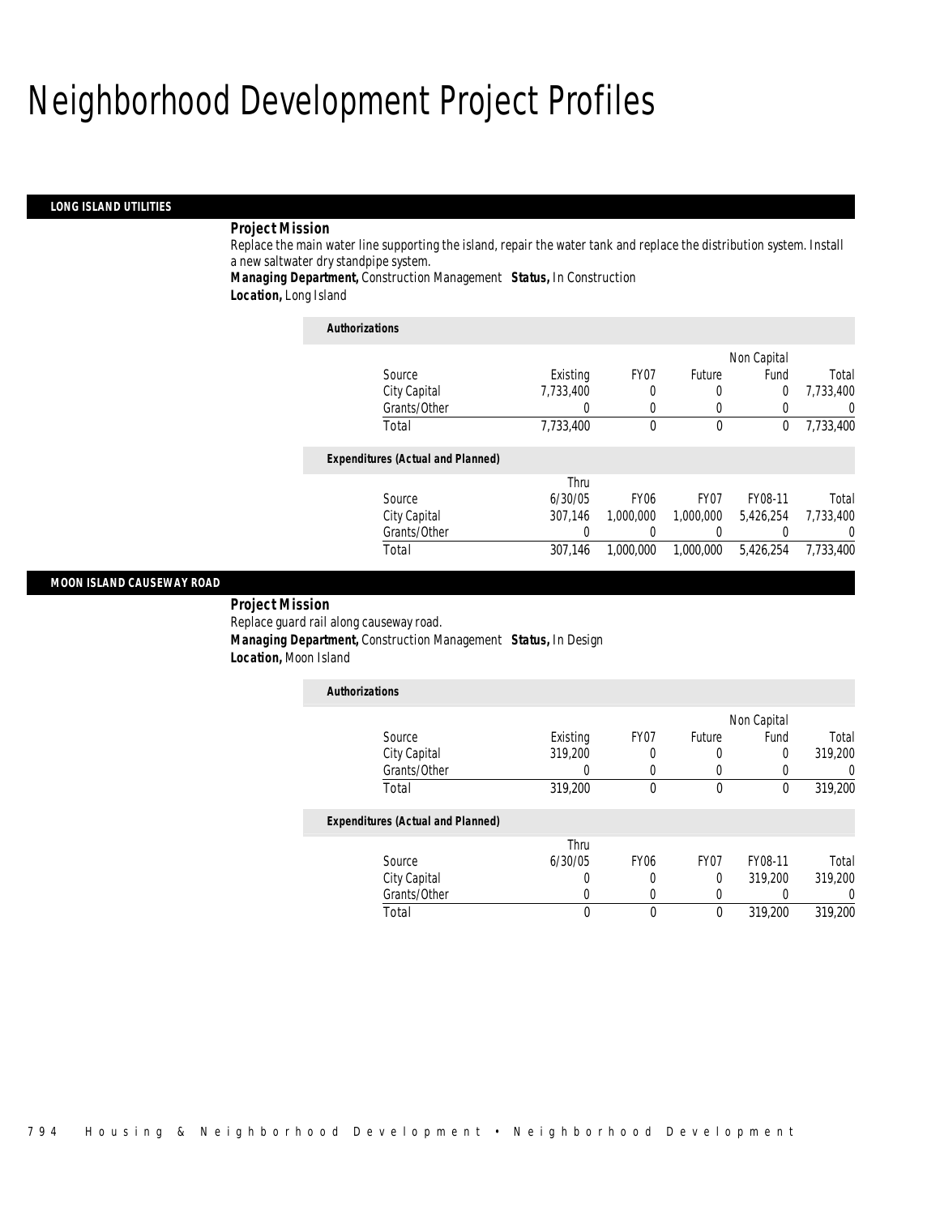# Neighborhood Development Project Profiles

## LONG ISLAND UTILITIES

**Project Mission**

Replace the main water line supporting the island, repair the water tank and replace the distribution system. Install a new saltwater dry standpipe system.

***Managing Department,*** Construction Management ***Status,*** In Construction

***Location,*** Long Island

***Authorizations***

| Source | Existing | FY07 | Future | Non Capital Fund | Total |
|---|---|---|---|---|---|
| City Capital | 7,733,400 | 0 | 0 | 0 | 7,733,400 |
| Grants/Other | 0 | 0 | 0 | 0 | 0 |
| Total | 7,733,400 | 0 | 0 | 0 | 7,733,400 |

***Expenditures (Actual and Planned)***

| Source | Thru 6/30/05 | FY06 | FY07 | FY08-11 | Total |
|---|---|---|---|---|---|
| City Capital | 307,146 | 1,000,000 | 1,000,000 | 5,426,254 | 7,733,400 |
| Grants/Other | 0 | 0 | 0 | 0 | 0 |
| Total | 307,146 | 1,000,000 | 1,000,000 | 5,426,254 | 7,733,400 |

## MOON ISLAND CAUSEWAY ROAD

**Project Mission**

Replace guard rail along causeway road.

***Managing Department,*** Construction Management ***Status,*** In Design

***Location,*** Moon Island

***Authorizations***

| Source | Existing | FY07 | Future | Non Capital Fund | Total |
|---|---|---|---|---|---|
| City Capital | 319,200 | 0 | 0 | 0 | 319,200 |
| Grants/Other | 0 | 0 | 0 | 0 | 0 |
| Total | 319,200 | 0 | 0 | 0 | 319,200 |

***Expenditures (Actual and Planned)***

| Source | Thru 6/30/05 | FY06 | FY07 | FY08-11 | Total |
|---|---|---|---|---|---|
| City Capital | 0 | 0 | 0 | 319,200 | 319,200 |
| Grants/Other | 0 | 0 | 0 | 0 | 0 |
| Total | 0 | 0 | 0 | 319,200 | 319,200 |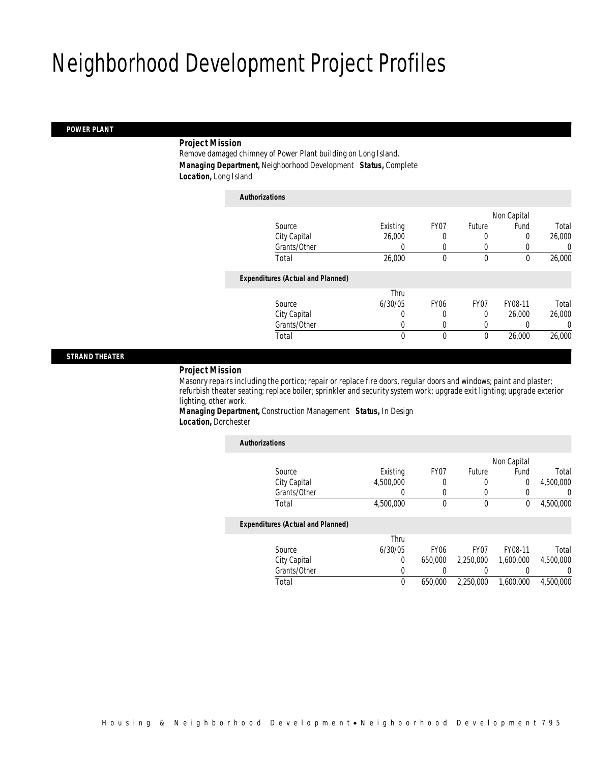# Neighborhood Development Project Profiles

## POWER PLANT

**Project Mission**

Remove damaged chimney of Power Plant building on Long Island.

**Managing Department,** Neighborhood Development **Status,** Complete

**Location,** Long Island

***Authorizations***

| Source | Existing | FY07 | Future | Non Capital Fund | Total |
|---|---|---|---|---|---|
| City Capital | 26,000 | 0 | 0 | 0 | 26,000 |
| Grants/Other | 0 | 0 | 0 | 0 | 0 |
| Total | 26,000 | 0 | 0 | 0 | 26,000 |

***Expenditures (Actual and Planned)***

| Source | Thru 6/30/05 | FY06 | FY07 | FY08-11 | Total |
|---|---|---|---|---|---|
| City Capital | 0 | 0 | 0 | 26,000 | 26,000 |
| Grants/Other | 0 | 0 | 0 | 0 | 0 |
| Total | 0 | 0 | 0 | 26,000 | 26,000 |

## STRAND THEATER

**Project Mission**

Masonry repairs including the portico; repair or replace fire doors, regular doors and windows; paint and plaster; refurbish theater seating; replace boiler; sprinkler and security system work; upgrade exit lighting; upgrade exterior lighting, other work.

**Managing Department,** Construction Management **Status,** In Design

**Location,** Dorchester

***Authorizations***

| Source | Existing | FY07 | Future | Non Capital Fund | Total |
|---|---|---|---|---|---|
| City Capital | 4,500,000 | 0 | 0 | 0 | 4,500,000 |
| Grants/Other | 0 | 0 | 0 | 0 | 0 |
| Total | 4,500,000 | 0 | 0 | 0 | 4,500,000 |

***Expenditures (Actual and Planned)***

| Source | Thru 6/30/05 | FY06 | FY07 | FY08-11 | Total |
|---|---|---|---|---|---|
| City Capital | 0 | 650,000 | 2,250,000 | 1,600,000 | 4,500,000 |
| Grants/Other | 0 | 0 | 0 | 0 | 0 |
| Total | 0 | 650,000 | 2,250,000 | 1,600,000 | 4,500,000 |